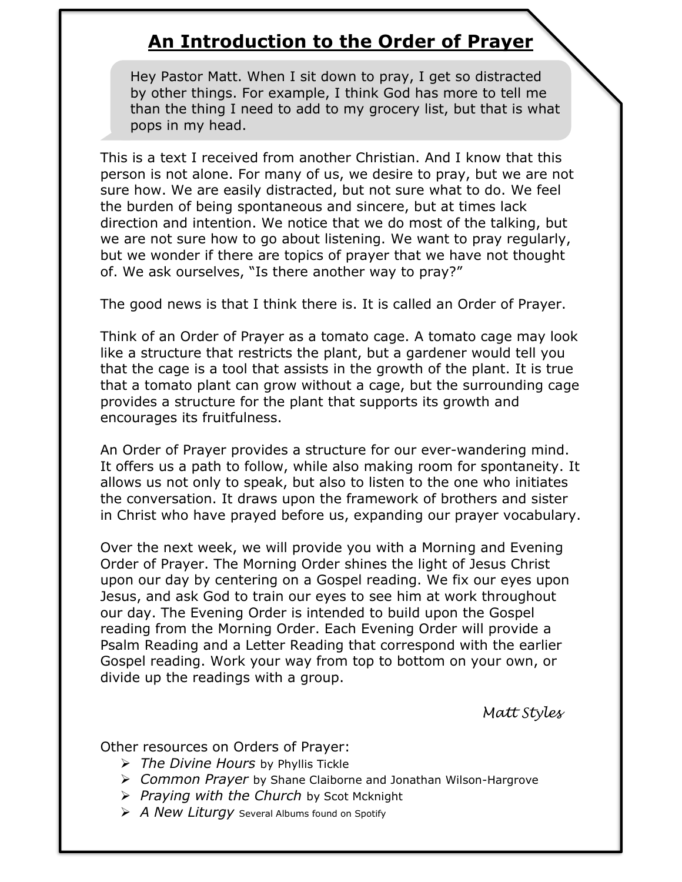# An Introduction to the Order of Prayer

> Hey Pastor Matt. When I sit down to pray, I get so distracted by other things. For example, I think God has more to tell me than the thing I need to add to my grocery list, but that is what pops in my head.

This is a text I received from another Christian. And I know that this person is not alone. For many of us, we desire to pray, but we are not sure how. We are easily distracted, but not sure what to do. We feel the burden of being spontaneous and sincere, but at times lack direction and intention. We notice that we do most of the talking, but we are not sure how to go about listening. We want to pray regularly, but we wonder if there are topics of prayer that we have not thought of. We ask ourselves, "Is there another way to pray?"

The good news is that I think there is. It is called an Order of Prayer.

Think of an Order of Prayer as a tomato cage. A tomato cage may look like a structure that restricts the plant, but a gardener would tell you that the cage is a tool that assists in the growth of the plant. It is true that a tomato plant can grow without a cage, but the surrounding cage provides a structure for the plant that supports its growth and encourages its fruitfulness.

An Order of Prayer provides a structure for our ever-wandering mind. It offers us a path to follow, while also making room for spontaneity. It allows us not only to speak, but also to listen to the one who initiates the conversation. It draws upon the framework of brothers and sister in Christ who have prayed before us, expanding our prayer vocabulary.

Over the next week, we will provide you with a Morning and Evening Order of Prayer. The Morning Order shines the light of Jesus Christ upon our day by centering on a Gospel reading. We fix our eyes upon Jesus, and ask God to train our eyes to see him at work throughout our day. The Evening Order is intended to build upon the Gospel reading from the Morning Order. Each Evening Order will provide a Psalm Reading and a Letter Reading that correspond with the earlier Gospel reading. Work your way from top to bottom on your own, or divide up the readings with a group.

*Matt Styles*

Other resources on Orders of Prayer:

- *The Divine Hours* by Phyllis Tickle
- *Common Prayer* by Shane Claiborne and Jonathan Wilson-Hargrove
- *Praying with the Church* by Scot Mcknight
- *A New Liturgy* Several Albums found on Spotify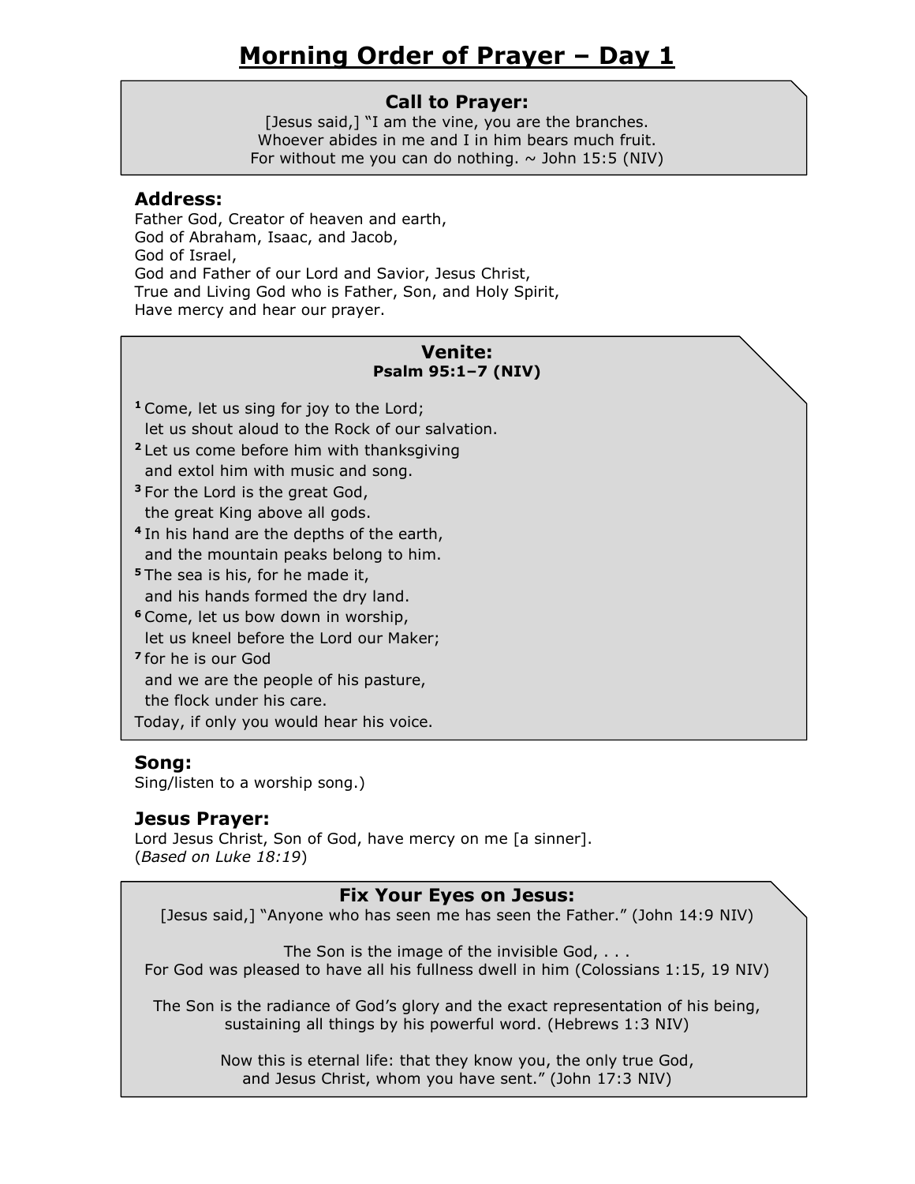# Morning Order of Prayer – Day 1

### Call to Prayer:

[Jesus said,] "I am the vine, you are the branches.
Whoever abides in me and I in him bears much fruit.
For without me you can do nothing. ~ John 15:5 (NIV)

### Address:

Father God, Creator of heaven and earth,
God of Abraham, Isaac, and Jacob,
God of Israel,
God and Father of our Lord and Savior, Jesus Christ,
True and Living God who is Father, Son, and Holy Spirit,
Have mercy and hear our prayer.

### Venite:

**Psalm 95:1–7 (NIV)**

**1** Come, let us sing for joy to the Lord;
let us shout aloud to the Rock of our salvation.
**2** Let us come before him with thanksgiving
and extol him with music and song.
**3** For the Lord is the great God,
the great King above all gods.
**4** In his hand are the depths of the earth,
and the mountain peaks belong to him.
**5** The sea is his, for he made it,
and his hands formed the dry land.
**6** Come, let us bow down in worship,
let us kneel before the Lord our Maker;
**7** for he is our God
and we are the people of his pasture,
the flock under his care.
Today, if only you would hear his voice.

### Song:

Sing/listen to a worship song.)

### Jesus Prayer:

Lord Jesus Christ, Son of God, have mercy on me [a sinner].
(*Based on Luke 18:19*)

### Fix Your Eyes on Jesus:

[Jesus said,] "Anyone who has seen me has seen the Father." (John 14:9 NIV)

The Son is the image of the invisible God, . . .
For God was pleased to have all his fullness dwell in him (Colossians 1:15, 19 NIV)

The Son is the radiance of God's glory and the exact representation of his being,
sustaining all things by his powerful word. (Hebrews 1:3 NIV)

Now this is eternal life: that they know you, the only true God,
and Jesus Christ, whom you have sent." (John 17:3 NIV)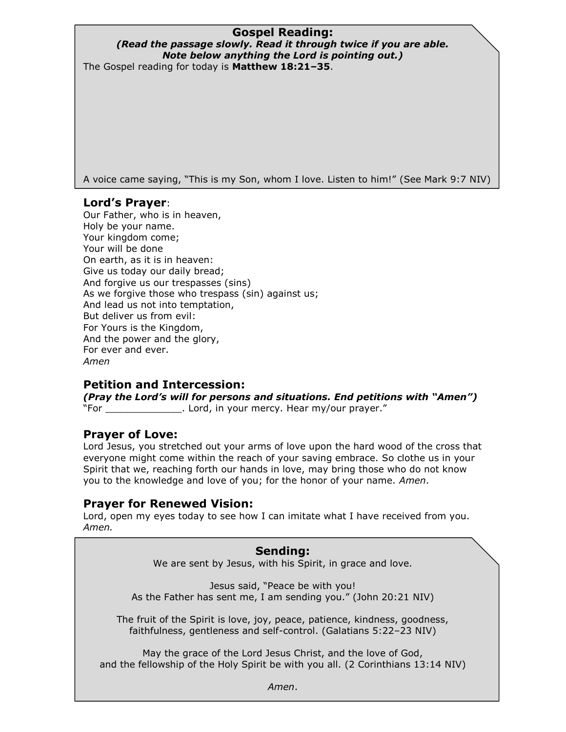## Gospel Reading:

***(Read the passage slowly. Read it through twice if you are able. Note below anything the Lord is pointing out.)***

The Gospel reading for today is **Matthew 18:21–35**.

A voice came saying, "This is my Son, whom I love. Listen to him!" (See Mark 9:7 NIV)

## Lord's Prayer:

Our Father, who is in heaven,
Holy be your name.
Your kingdom come;
Your will be done
On earth, as it is in heaven:
Give us today our daily bread;
And forgive us our trespasses (sins)
As we forgive those who trespass (sin) against us;
And lead us not into temptation,
But deliver us from evil:
For Yours is the Kingdom,
And the power and the glory,
For ever and ever.
*Amen*

## Petition and Intercession:

***(Pray the Lord's will for persons and situations. End petitions with "Amen")***

"For _____________. Lord, in your mercy. Hear my/our prayer."

## Prayer of Love:

Lord Jesus, you stretched out your arms of love upon the hard wood of the cross that everyone might come within the reach of your saving embrace. So clothe us in your Spirit that we, reaching forth our hands in love, may bring those who do not know you to the knowledge and love of you; for the honor of your name. *Amen*.

## Prayer for Renewed Vision:

Lord, open my eyes today to see how I can imitate what I have received from you. *Amen.*

## Sending:

We are sent by Jesus, with his Spirit, in grace and love.

Jesus said, "Peace be with you!
As the Father has sent me, I am sending you." (John 20:21 NIV)

The fruit of the Spirit is love, joy, peace, patience, kindness, goodness, faithfulness, gentleness and self-control. (Galatians 5:22–23 NIV)

May the grace of the Lord Jesus Christ, and the love of God, and the fellowship of the Holy Spirit be with you all. (2 Corinthians 13:14 NIV)

*Amen*.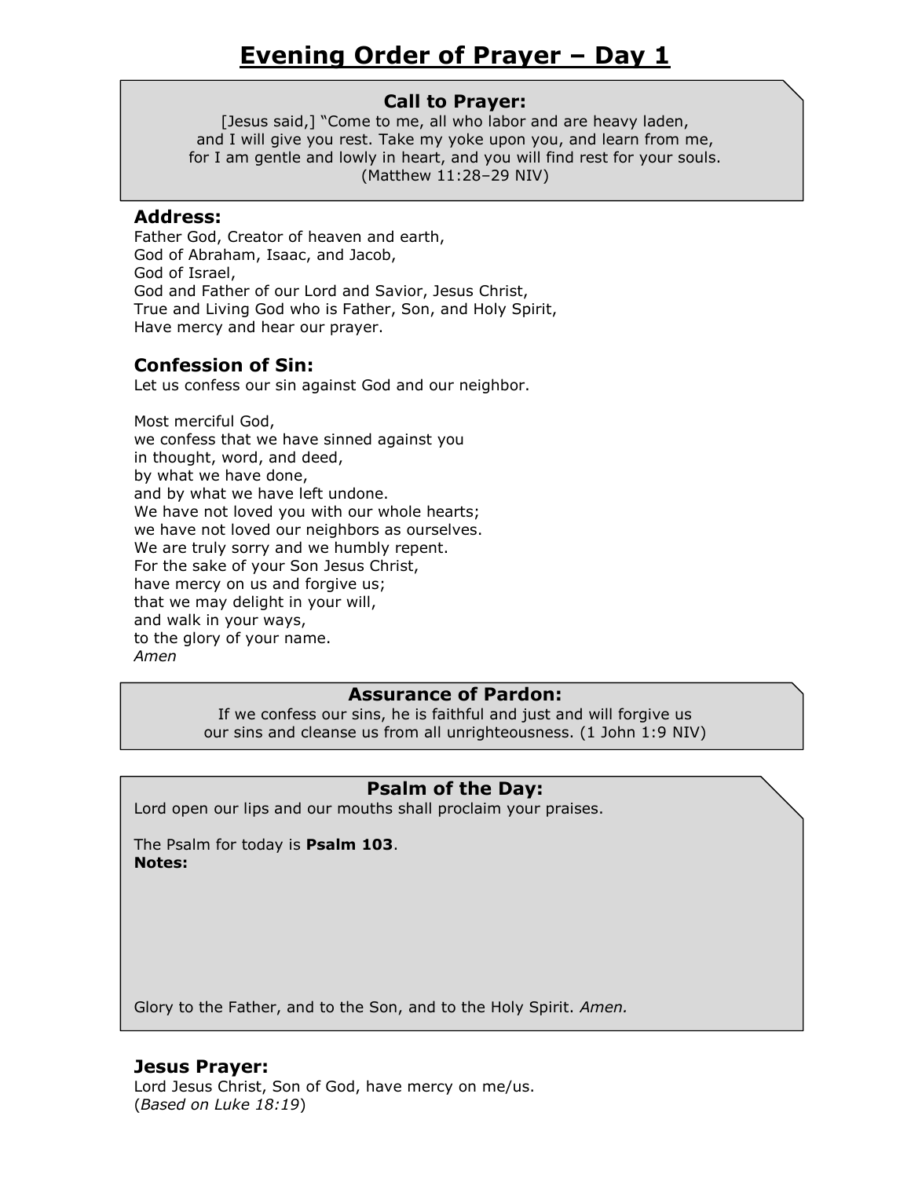# Evening Order of Prayer – Day 1

### Call to Prayer:

[Jesus said,] "Come to me, all who labor and are heavy laden,
and I will give you rest. Take my yoke upon you, and learn from me,
for I am gentle and lowly in heart, and you will find rest for your souls.
(Matthew 11:28–29 NIV)

### Address:

Father God, Creator of heaven and earth,
God of Abraham, Isaac, and Jacob,
God of Israel,
God and Father of our Lord and Savior, Jesus Christ,
True and Living God who is Father, Son, and Holy Spirit,
Have mercy and hear our prayer.

### Confession of Sin:

Let us confess our sin against God and our neighbor.

Most merciful God,
we confess that we have sinned against you
in thought, word, and deed,
by what we have done,
and by what we have left undone.
We have not loved you with our whole hearts;
we have not loved our neighbors as ourselves.
We are truly sorry and we humbly repent.
For the sake of your Son Jesus Christ,
have mercy on us and forgive us;
that we may delight in your will,
and walk in your ways,
to the glory of your name.
*Amen*

### Assurance of Pardon:

If we confess our sins, he is faithful and just and will forgive us
our sins and cleanse us from all unrighteousness. (1 John 1:9 NIV)

### Psalm of the Day:

Lord open our lips and our mouths shall proclaim your praises.

The Psalm for today is **Psalm 103**.
**Notes:**

Glory to the Father, and to the Son, and to the Holy Spirit. *Amen.*

### Jesus Prayer:

Lord Jesus Christ, Son of God, have mercy on me/us.
(*Based on Luke 18:19*)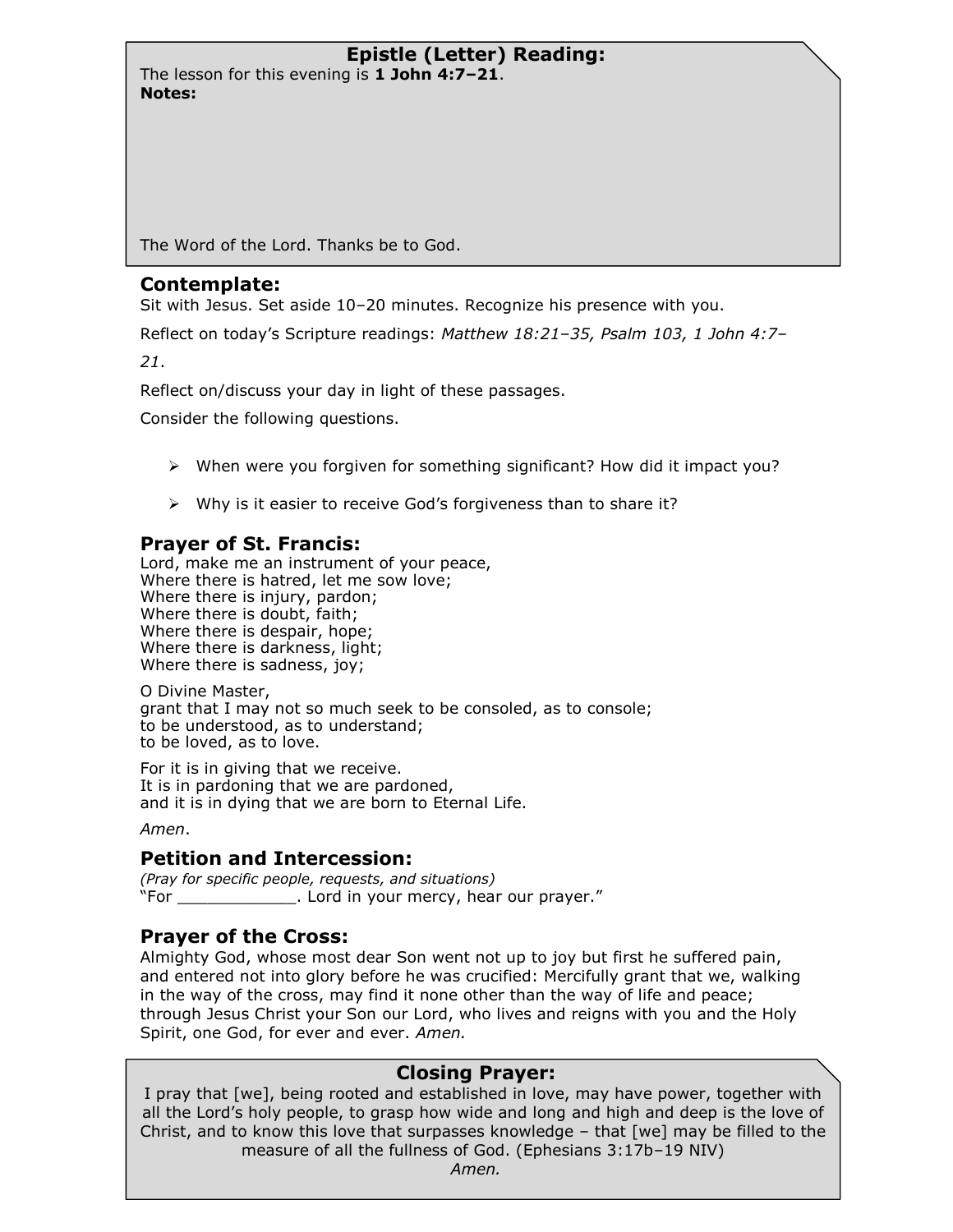## Epistle (Letter) Reading:

The lesson for this evening is **1 John 4:7–21**.

**Notes:**

The Word of the Lord. Thanks be to God.

## Contemplate:

Sit with Jesus. Set aside 10–20 minutes. Recognize his presence with you.

Reflect on today's Scripture readings: *Matthew 18:21–35, Psalm 103, 1 John 4:7–21*.

Reflect on/discuss your day in light of these passages.

Consider the following questions.

- When were you forgiven for something significant? How did it impact you?
- Why is it easier to receive God's forgiveness than to share it?

## Prayer of St. Francis:

Lord, make me an instrument of your peace,
Where there is hatred, let me sow love;
Where there is injury, pardon;
Where there is doubt, faith;
Where there is despair, hope;
Where there is darkness, light;
Where there is sadness, joy;

O Divine Master,
grant that I may not so much seek to be consoled, as to console;
to be understood, as to understand;
to be loved, as to love.

For it is in giving that we receive.
It is in pardoning that we are pardoned,
and it is in dying that we are born to Eternal Life.

*Amen*.

## Petition and Intercession:

*(Pray for specific people, requests, and situations)*
"For ____________. Lord in your mercy, hear our prayer."

## Prayer of the Cross:

Almighty God, whose most dear Son went not up to joy but first he suffered pain, and entered not into glory before he was crucified: Mercifully grant that we, walking in the way of the cross, may find it none other than the way of life and peace; through Jesus Christ your Son our Lord, who lives and reigns with you and the Holy Spirit, one God, for ever and ever. *Amen.*

## Closing Prayer:

I pray that [we], being rooted and established in love, may have power, together with all the Lord's holy people, to grasp how wide and long and high and deep is the love of Christ, and to know this love that surpasses knowledge – that [we] may be filled to the measure of all the fullness of God. (Ephesians 3:17b–19 NIV)

*Amen.*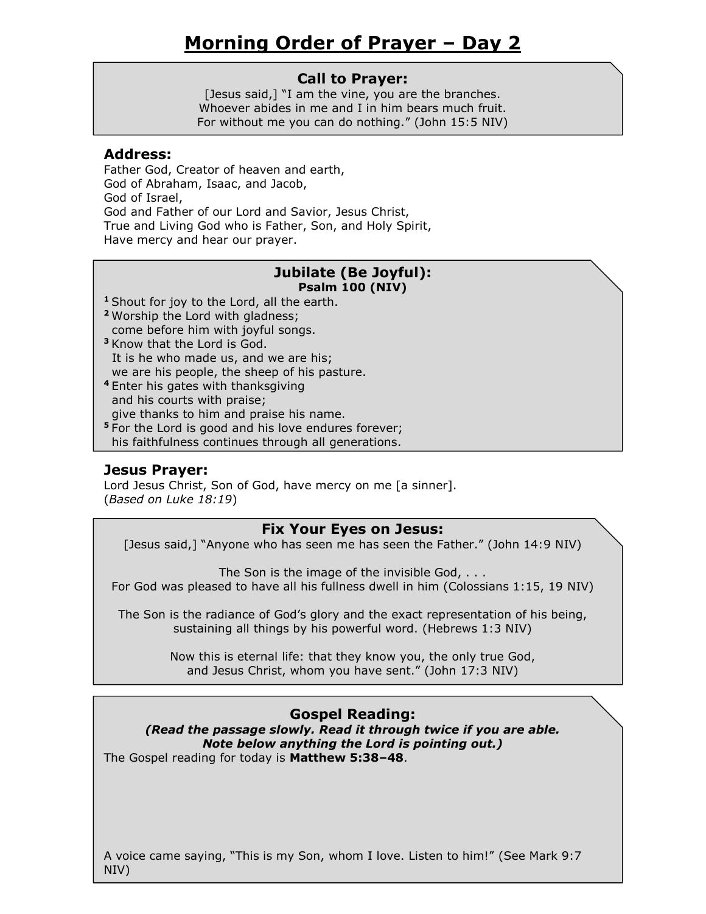# Morning Order of Prayer – Day 2

### Call to Prayer:

[Jesus said,] "I am the vine, you are the branches.
Whoever abides in me and I in him bears much fruit.
For without me you can do nothing." (John 15:5 NIV)

### Address:

Father God, Creator of heaven and earth,
God of Abraham, Isaac, and Jacob,
God of Israel,
God and Father of our Lord and Savior, Jesus Christ,
True and Living God who is Father, Son, and Holy Spirit,
Have mercy and hear our prayer.

### Jubilate (Be Joyful):

**Psalm 100 (NIV)**

**1** Shout for joy to the Lord, all the earth.
**2** Worship the Lord with gladness;
come before him with joyful songs.
**3** Know that the Lord is God.
It is he who made us, and we are his;
we are his people, the sheep of his pasture.
**4** Enter his gates with thanksgiving
and his courts with praise;
give thanks to him and praise his name.
**5** For the Lord is good and his love endures forever;
his faithfulness continues through all generations.

### Jesus Prayer:

Lord Jesus Christ, Son of God, have mercy on me [a sinner].
(*Based on Luke 18:19*)

### Fix Your Eyes on Jesus:

[Jesus said,] "Anyone who has seen me has seen the Father." (John 14:9 NIV)

The Son is the image of the invisible God, . . .
For God was pleased to have all his fullness dwell in him (Colossians 1:15, 19 NIV)

The Son is the radiance of God's glory and the exact representation of his being,
sustaining all things by his powerful word. (Hebrews 1:3 NIV)

Now this is eternal life: that they know you, the only true God,
and Jesus Christ, whom you have sent." (John 17:3 NIV)

### Gospel Reading:

***(Read the passage slowly. Read it through twice if you are able.
Note below anything the Lord is pointing out.)***

The Gospel reading for today is **Matthew 5:38–48**.

A voice came saying, "This is my Son, whom I love. Listen to him!" (See Mark 9:7 NIV)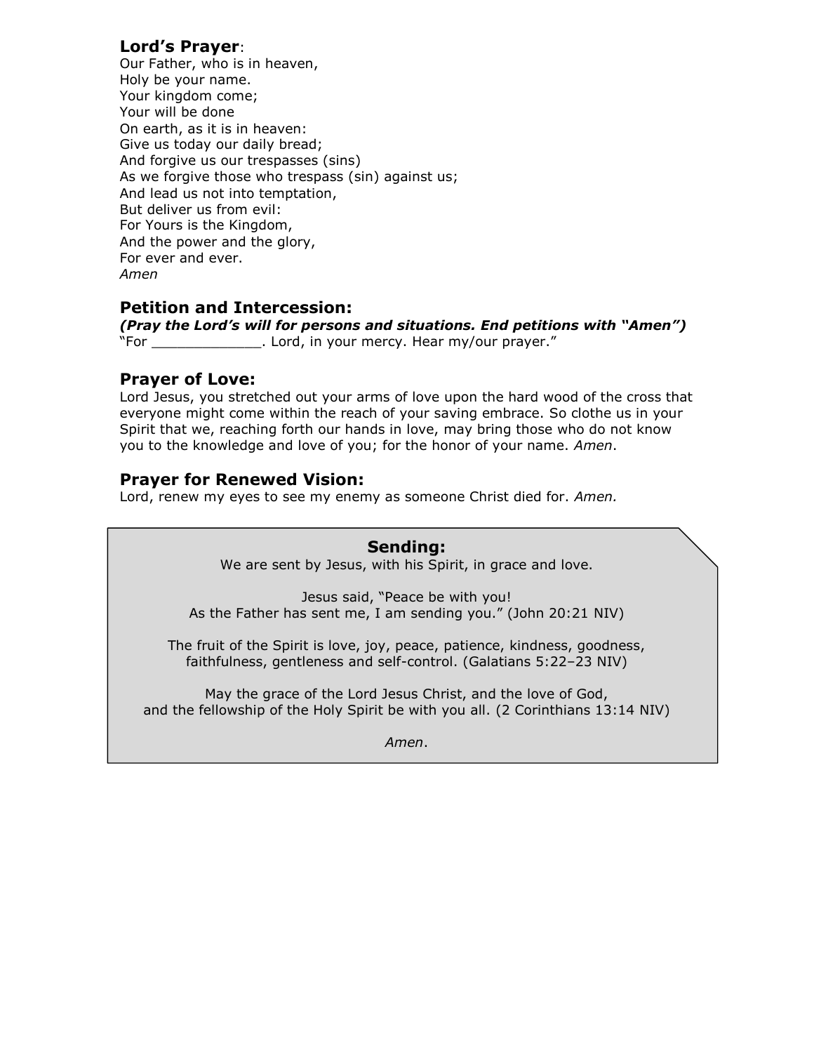### **Lord's Prayer**:

Our Father, who is in heaven,
Holy be your name.
Your kingdom come;
Your will be done
On earth, as it is in heaven:
Give us today our daily bread;
And forgive us our trespasses (sins)
As we forgive those who trespass (sin) against us;
And lead us not into temptation,
But deliver us from evil:
For Yours is the Kingdom,
And the power and the glory,
For ever and ever.
*Amen*

### **Petition and Intercession:**

***(Pray the Lord's will for persons and situations. End petitions with "Amen")***

"For _____________. Lord, in your mercy. Hear my/our prayer."

### **Prayer of Love:**

Lord Jesus, you stretched out your arms of love upon the hard wood of the cross that everyone might come within the reach of your saving embrace. So clothe us in your Spirit that we, reaching forth our hands in love, may bring those who do not know you to the knowledge and love of you; for the honor of your name. *Amen*.

### **Prayer for Renewed Vision:**

Lord, renew my eyes to see my enemy as someone Christ died for. *Amen.*

### **Sending:**

We are sent by Jesus, with his Spirit, in grace and love.

Jesus said, "Peace be with you!
As the Father has sent me, I am sending you." (John 20:21 NIV)

The fruit of the Spirit is love, joy, peace, patience, kindness, goodness,
faithfulness, gentleness and self-control. (Galatians 5:22–23 NIV)

May the grace of the Lord Jesus Christ, and the love of God,
and the fellowship of the Holy Spirit be with you all. (2 Corinthians 13:14 NIV)

*Amen*.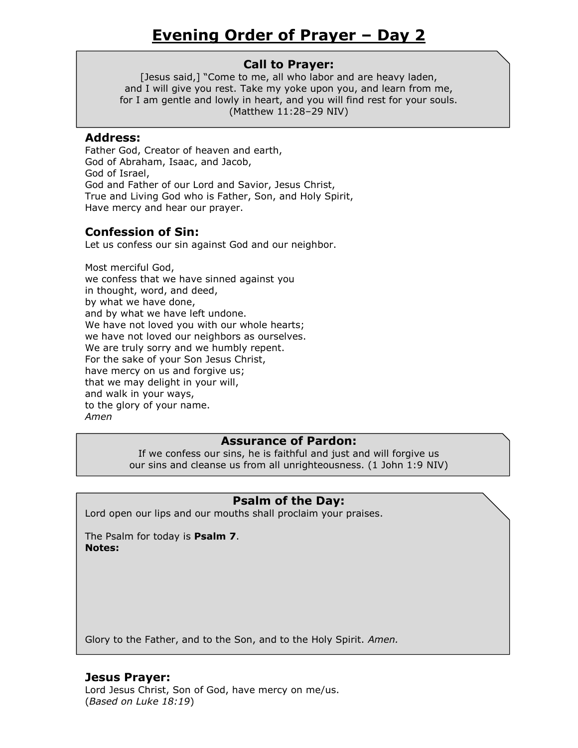# Evening Order of Prayer – Day 2

### Call to Prayer:

[Jesus said,] "Come to me, all who labor and are heavy laden,
and I will give you rest. Take my yoke upon you, and learn from me,
for I am gentle and lowly in heart, and you will find rest for your souls.
(Matthew 11:28–29 NIV)

### Address:

Father God, Creator of heaven and earth,
God of Abraham, Isaac, and Jacob,
God of Israel,
God and Father of our Lord and Savior, Jesus Christ,
True and Living God who is Father, Son, and Holy Spirit,
Have mercy and hear our prayer.

### Confession of Sin:

Let us confess our sin against God and our neighbor.

Most merciful God,
we confess that we have sinned against you
in thought, word, and deed,
by what we have done,
and by what we have left undone.
We have not loved you with our whole hearts;
we have not loved our neighbors as ourselves.
We are truly sorry and we humbly repent.
For the sake of your Son Jesus Christ,
have mercy on us and forgive us;
that we may delight in your will,
and walk in your ways,
to the glory of your name.
*Amen*

### Assurance of Pardon:

If we confess our sins, he is faithful and just and will forgive us
our sins and cleanse us from all unrighteousness. (1 John 1:9 NIV)

### Psalm of the Day:

Lord open our lips and our mouths shall proclaim your praises.

The Psalm for today is **Psalm 7**.
**Notes:**

Glory to the Father, and to the Son, and to the Holy Spirit. *Amen.*

### Jesus Prayer:

Lord Jesus Christ, Son of God, have mercy on me/us.
(*Based on Luke 18:19*)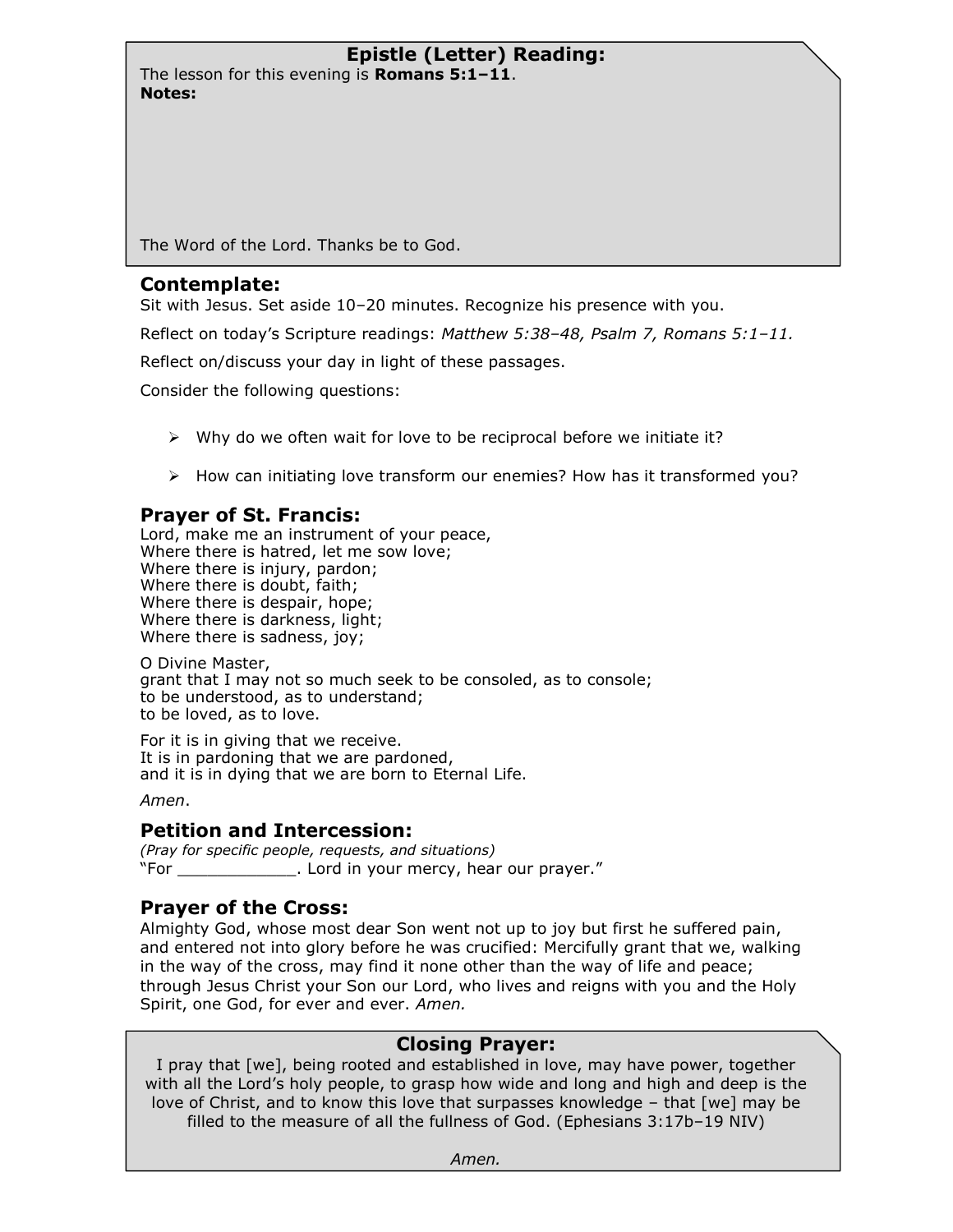## Epistle (Letter) Reading:

The lesson for this evening is **Romans 5:1–11**.

**Notes:**

The Word of the Lord. Thanks be to God.

## Contemplate:

Sit with Jesus. Set aside 10–20 minutes. Recognize his presence with you.

Reflect on today's Scripture readings: *Matthew 5:38–48, Psalm 7, Romans 5:1–11.*

Reflect on/discuss your day in light of these passages.

Consider the following questions:

- Why do we often wait for love to be reciprocal before we initiate it?
- How can initiating love transform our enemies? How has it transformed you?

## Prayer of St. Francis:

Lord, make me an instrument of your peace,
Where there is hatred, let me sow love;
Where there is injury, pardon;
Where there is doubt, faith;
Where there is despair, hope;
Where there is darkness, light;
Where there is sadness, joy;

O Divine Master,
grant that I may not so much seek to be consoled, as to console;
to be understood, as to understand;
to be loved, as to love.

For it is in giving that we receive.
It is in pardoning that we are pardoned,
and it is in dying that we are born to Eternal Life.

*Amen*.

## Petition and Intercession:

*(Pray for specific people, requests, and situations)*
"For ____________. Lord in your mercy, hear our prayer."

## Prayer of the Cross:

Almighty God, whose most dear Son went not up to joy but first he suffered pain, and entered not into glory before he was crucified: Mercifully grant that we, walking in the way of the cross, may find it none other than the way of life and peace; through Jesus Christ your Son our Lord, who lives and reigns with you and the Holy Spirit, one God, for ever and ever. *Amen.*

## Closing Prayer:

I pray that [we], being rooted and established in love, may have power, together with all the Lord's holy people, to grasp how wide and long and high and deep is the love of Christ, and to know this love that surpasses knowledge – that [we] may be filled to the measure of all the fullness of God. (Ephesians 3:17b–19 NIV)

*Amen.*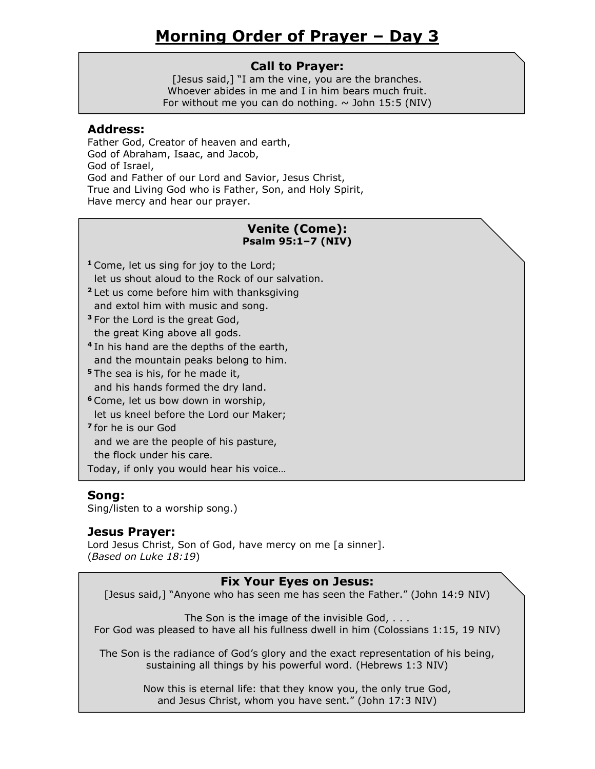# Morning Order of Prayer – Day 3

### Call to Prayer:

[Jesus said,] "I am the vine, you are the branches.
Whoever abides in me and I in him bears much fruit.
For without me you can do nothing. ~ John 15:5 (NIV)

### Address:

Father God, Creator of heaven and earth,
God of Abraham, Isaac, and Jacob,
God of Israel,
God and Father of our Lord and Savior, Jesus Christ,
True and Living God who is Father, Son, and Holy Spirit,
Have mercy and hear our prayer.

### Venite (Come):

**Psalm 95:1–7 (NIV)**

[1] Come, let us sing for joy to the Lord;
let us shout aloud to the Rock of our salvation.
[2] Let us come before him with thanksgiving
and extol him with music and song.
[3] For the Lord is the great God,
the great King above all gods.
[4] In his hand are the depths of the earth,
and the mountain peaks belong to him.
[5] The sea is his, for he made it,
and his hands formed the dry land.
[6] Come, let us bow down in worship,
let us kneel before the Lord our Maker;
[7] for he is our God
and we are the people of his pasture,
the flock under his care.
Today, if only you would hear his voice…

### Song:

Sing/listen to a worship song.)

### Jesus Prayer:

Lord Jesus Christ, Son of God, have mercy on me [a sinner].
(*Based on Luke 18:19*)

### Fix Your Eyes on Jesus:

[Jesus said,] "Anyone who has seen me has seen the Father." (John 14:9 NIV)

The Son is the image of the invisible God, . . .
For God was pleased to have all his fullness dwell in him (Colossians 1:15, 19 NIV)

The Son is the radiance of God's glory and the exact representation of his being,
sustaining all things by his powerful word. (Hebrews 1:3 NIV)

Now this is eternal life: that they know you, the only true God,
and Jesus Christ, whom you have sent." (John 17:3 NIV)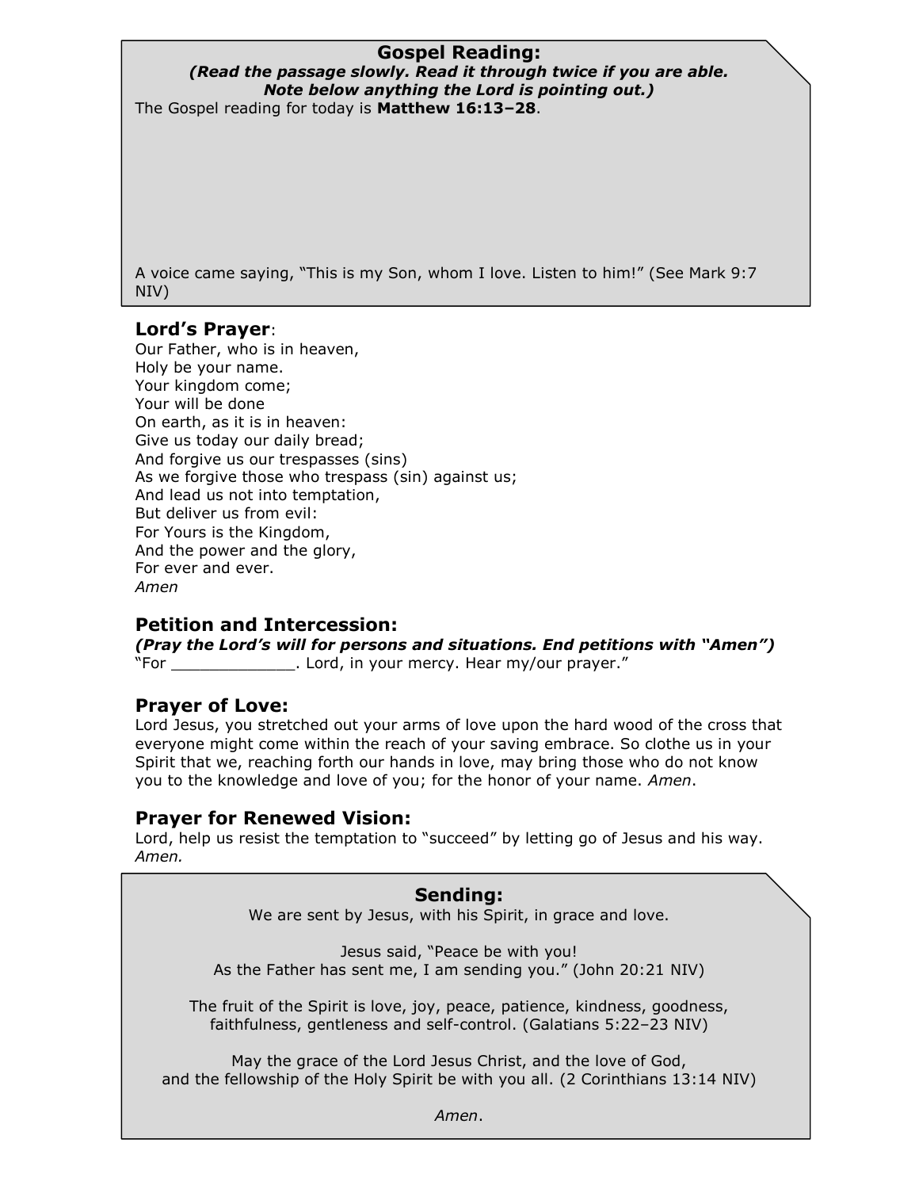## Gospel Reading:

***(Read the passage slowly. Read it through twice if you are able. Note below anything the Lord is pointing out.)***

The Gospel reading for today is **Matthew 16:13–28**.

A voice came saying, “This is my Son, whom I love. Listen to him!” (See Mark 9:7 NIV)

## Lord’s Prayer:

Our Father, who is in heaven,
Holy be your name.
Your kingdom come;
Your will be done
On earth, as it is in heaven:
Give us today our daily bread;
And forgive us our trespasses (sins)
As we forgive those who trespass (sin) against us;
And lead us not into temptation,
But deliver us from evil:
For Yours is the Kingdom,
And the power and the glory,
For ever and ever.
*Amen*

## Petition and Intercession:

***(Pray the Lord’s will for persons and situations. End petitions with “Amen”)***

“For _____________. Lord, in your mercy. Hear my/our prayer.”

## Prayer of Love:

Lord Jesus, you stretched out your arms of love upon the hard wood of the cross that everyone might come within the reach of your saving embrace. So clothe us in your Spirit that we, reaching forth our hands in love, may bring those who do not know you to the knowledge and love of you; for the honor of your name. *Amen*.

## Prayer for Renewed Vision:

Lord, help us resist the temptation to “succeed” by letting go of Jesus and his way. *Amen.*

## Sending:

We are sent by Jesus, with his Spirit, in grace and love.

Jesus said, “Peace be with you!
As the Father has sent me, I am sending you.” (John 20:21 NIV)

The fruit of the Spirit is love, joy, peace, patience, kindness, goodness, faithfulness, gentleness and self-control. (Galatians 5:22–23 NIV)

May the grace of the Lord Jesus Christ, and the love of God,
and the fellowship of the Holy Spirit be with you all. (2 Corinthians 13:14 NIV)

*Amen*.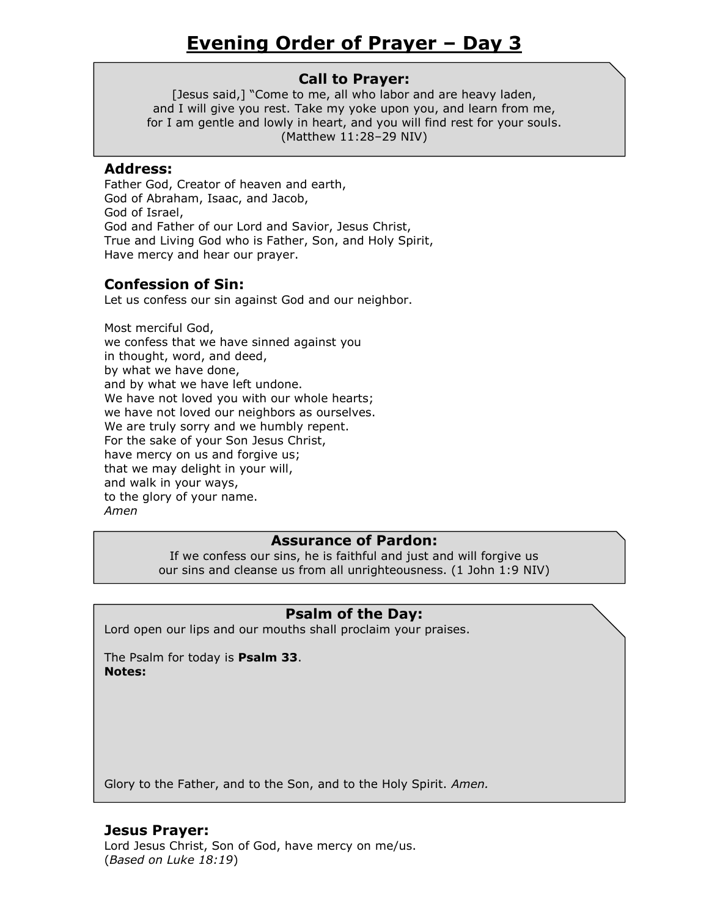# Evening Order of Prayer – Day 3

### Call to Prayer:

[Jesus said,] "Come to me, all who labor and are heavy laden,
and I will give you rest. Take my yoke upon you, and learn from me,
for I am gentle and lowly in heart, and you will find rest for your souls.
(Matthew 11:28–29 NIV)

### Address:

Father God, Creator of heaven and earth,
God of Abraham, Isaac, and Jacob,
God of Israel,
God and Father of our Lord and Savior, Jesus Christ,
True and Living God who is Father, Son, and Holy Spirit,
Have mercy and hear our prayer.

### Confession of Sin:

Let us confess our sin against God and our neighbor.

Most merciful God,
we confess that we have sinned against you
in thought, word, and deed,
by what we have done,
and by what we have left undone.
We have not loved you with our whole hearts;
we have not loved our neighbors as ourselves.
We are truly sorry and we humbly repent.
For the sake of your Son Jesus Christ,
have mercy on us and forgive us;
that we may delight in your will,
and walk in your ways,
to the glory of your name.
*Amen*

### Assurance of Pardon:

If we confess our sins, he is faithful and just and will forgive us
our sins and cleanse us from all unrighteousness. (1 John 1:9 NIV)

### Psalm of the Day:

Lord open our lips and our mouths shall proclaim your praises.

The Psalm for today is **Psalm 33**.
**Notes:**

Glory to the Father, and to the Son, and to the Holy Spirit. *Amen.*

### Jesus Prayer:

Lord Jesus Christ, Son of God, have mercy on me/us.
(*Based on Luke 18:19*)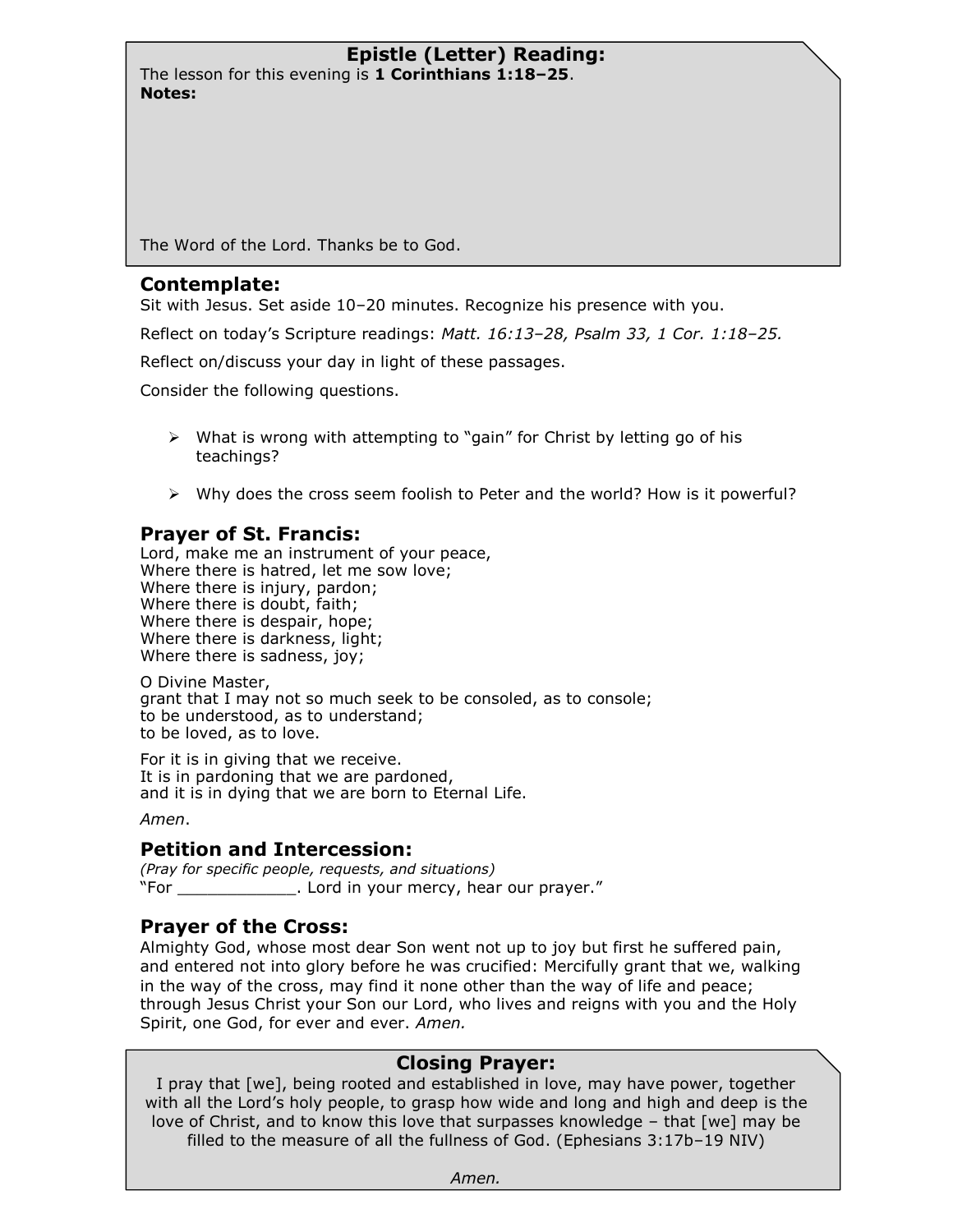## Epistle (Letter) Reading:

The lesson for this evening is **1 Corinthians 1:18–25**.
**Notes:**

The Word of the Lord. Thanks be to God.

## Contemplate:

Sit with Jesus. Set aside 10–20 minutes. Recognize his presence with you.

Reflect on today's Scripture readings: *Matt. 16:13–28, Psalm 33, 1 Cor. 1:18–25.*

Reflect on/discuss your day in light of these passages.

Consider the following questions.

- What is wrong with attempting to "gain" for Christ by letting go of his teachings?
- Why does the cross seem foolish to Peter and the world? How is it powerful?

## Prayer of St. Francis:

Lord, make me an instrument of your peace,
Where there is hatred, let me sow love;
Where there is injury, pardon;
Where there is doubt, faith;
Where there is despair, hope;
Where there is darkness, light;
Where there is sadness, joy;

O Divine Master,
grant that I may not so much seek to be consoled, as to console;
to be understood, as to understand;
to be loved, as to love.

For it is in giving that we receive.
It is in pardoning that we are pardoned,
and it is in dying that we are born to Eternal Life.

*Amen*.

## Petition and Intercession:

*(Pray for specific people, requests, and situations)*
"For ____________. Lord in your mercy, hear our prayer."

## Prayer of the Cross:

Almighty God, whose most dear Son went not up to joy but first he suffered pain, and entered not into glory before he was crucified: Mercifully grant that we, walking in the way of the cross, may find it none other than the way of life and peace; through Jesus Christ your Son our Lord, who lives and reigns with you and the Holy Spirit, one God, for ever and ever. *Amen.*

## Closing Prayer:

I pray that [we], being rooted and established in love, may have power, together with all the Lord's holy people, to grasp how wide and long and high and deep is the love of Christ, and to know this love that surpasses knowledge – that [we] may be filled to the measure of all the fullness of God. (Ephesians 3:17b–19 NIV)

*Amen.*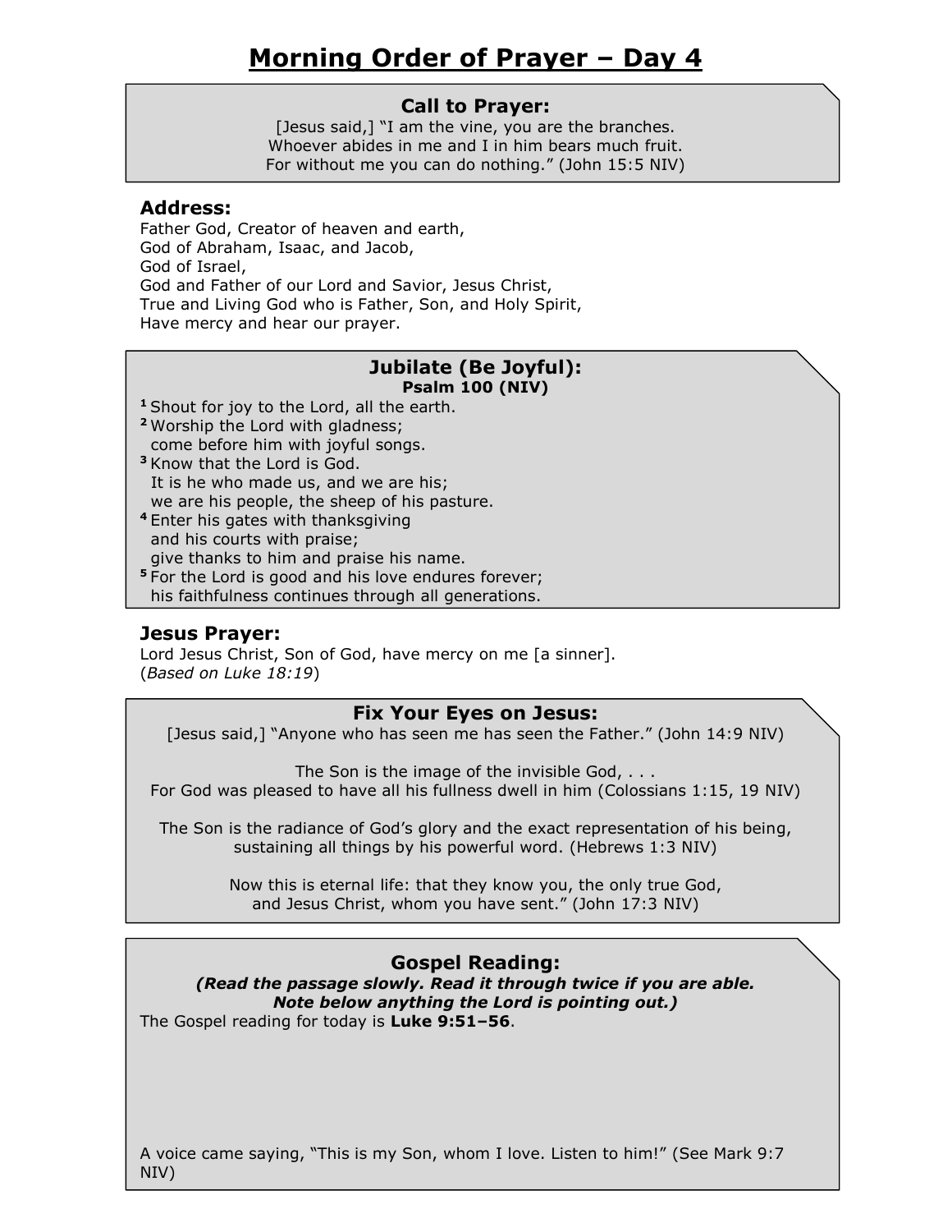# Morning Order of Prayer – Day 4

### Call to Prayer:

[Jesus said,] "I am the vine, you are the branches.
Whoever abides in me and I in him bears much fruit.
For without me you can do nothing." (John 15:5 NIV)

### Address:

Father God, Creator of heaven and earth,
God of Abraham, Isaac, and Jacob,
God of Israel,
God and Father of our Lord and Savior, Jesus Christ,
True and Living God who is Father, Son, and Holy Spirit,
Have mercy and hear our prayer.

### Jubilate (Be Joyful):

**Psalm 100 (NIV)**

**1** Shout for joy to the Lord, all the earth.
**2** Worship the Lord with gladness;
come before him with joyful songs.
**3** Know that the Lord is God.
It is he who made us, and we are his;
we are his people, the sheep of his pasture.
**4** Enter his gates with thanksgiving
and his courts with praise;
give thanks to him and praise his name.
**5** For the Lord is good and his love endures forever;
his faithfulness continues through all generations.

### Jesus Prayer:

Lord Jesus Christ, Son of God, have mercy on me [a sinner].
(*Based on Luke 18:19*)

### Fix Your Eyes on Jesus:

[Jesus said,] "Anyone who has seen me has seen the Father." (John 14:9 NIV)

The Son is the image of the invisible God, . . .
For God was pleased to have all his fullness dwell in him (Colossians 1:15, 19 NIV)

The Son is the radiance of God's glory and the exact representation of his being,
sustaining all things by his powerful word. (Hebrews 1:3 NIV)

Now this is eternal life: that they know you, the only true God,
and Jesus Christ, whom you have sent." (John 17:3 NIV)

### Gospel Reading:

***(Read the passage slowly. Read it through twice if you are able.***
***Note below anything the Lord is pointing out.)***

The Gospel reading for today is **Luke 9:51–56**.

A voice came saying, "This is my Son, whom I love. Listen to him!" (See Mark 9:7 NIV)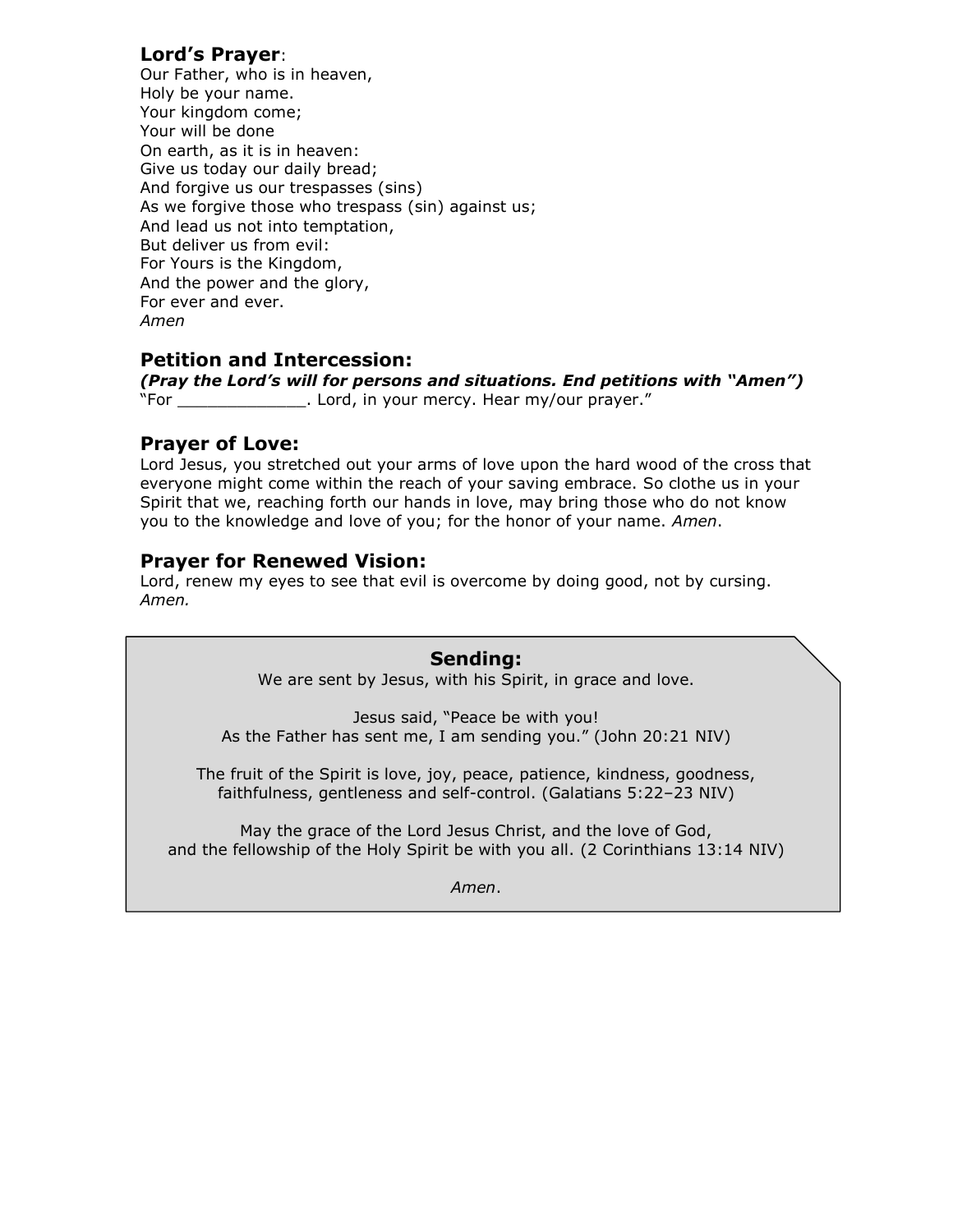## Lord's Prayer:

Our Father, who is in heaven,
Holy be your name.
Your kingdom come;
Your will be done
On earth, as it is in heaven:
Give us today our daily bread;
And forgive us our trespasses (sins)
As we forgive those who trespass (sin) against us;
And lead us not into temptation,
But deliver us from evil:
For Yours is the Kingdom,
And the power and the glory,
For ever and ever.
*Amen*

## Petition and Intercession:

***(Pray the Lord's will for persons and situations. End petitions with "Amen")***
"For _____________. Lord, in your mercy. Hear my/our prayer."

## Prayer of Love:

Lord Jesus, you stretched out your arms of love upon the hard wood of the cross that everyone might come within the reach of your saving embrace. So clothe us in your Spirit that we, reaching forth our hands in love, may bring those who do not know you to the knowledge and love of you; for the honor of your name. *Amen*.

## Prayer for Renewed Vision:

Lord, renew my eyes to see that evil is overcome by doing good, not by cursing.
*Amen.*

## Sending:

We are sent by Jesus, with his Spirit, in grace and love.

Jesus said, "Peace be with you!
As the Father has sent me, I am sending you." (John 20:21 NIV)

The fruit of the Spirit is love, joy, peace, patience, kindness, goodness, faithfulness, gentleness and self-control. (Galatians 5:22–23 NIV)

May the grace of the Lord Jesus Christ, and the love of God,
and the fellowship of the Holy Spirit be with you all. (2 Corinthians 13:14 NIV)

*Amen*.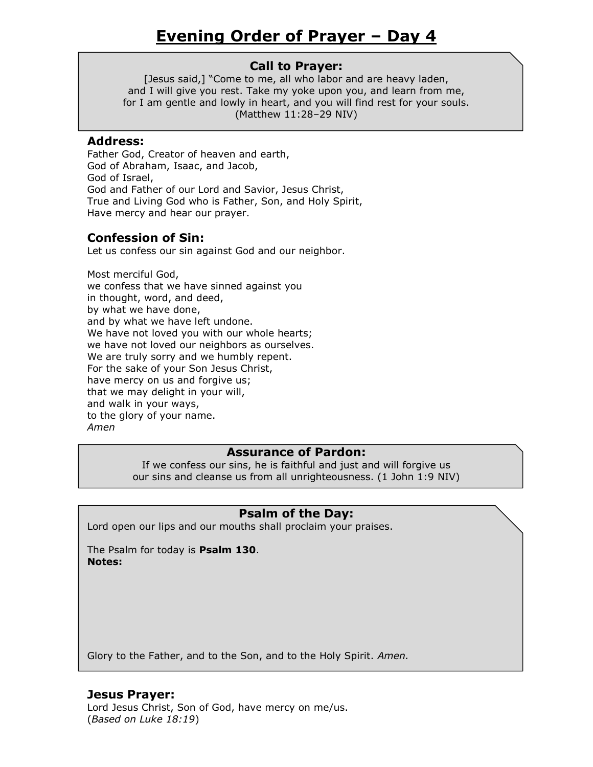# Evening Order of Prayer – Day 4

## Call to Prayer:

[Jesus said,] "Come to me, all who labor and are heavy laden,
and I will give you rest. Take my yoke upon you, and learn from me,
for I am gentle and lowly in heart, and you will find rest for your souls.
(Matthew 11:28–29 NIV)

## Address:

Father God, Creator of heaven and earth,
God of Abraham, Isaac, and Jacob,
God of Israel,
God and Father of our Lord and Savior, Jesus Christ,
True and Living God who is Father, Son, and Holy Spirit,
Have mercy and hear our prayer.

## Confession of Sin:

Let us confess our sin against God and our neighbor.

Most merciful God,
we confess that we have sinned against you
in thought, word, and deed,
by what we have done,
and by what we have left undone.
We have not loved you with our whole hearts;
we have not loved our neighbors as ourselves.
We are truly sorry and we humbly repent.
For the sake of your Son Jesus Christ,
have mercy on us and forgive us;
that we may delight in your will,
and walk in your ways,
to the glory of your name.
*Amen*

## Assurance of Pardon:

If we confess our sins, he is faithful and just and will forgive us
our sins and cleanse us from all unrighteousness. (1 John 1:9 NIV)

## Psalm of the Day:

Lord open our lips and our mouths shall proclaim your praises.

The Psalm for today is **Psalm 130**.
**Notes:**

Glory to the Father, and to the Son, and to the Holy Spirit. *Amen.*

## Jesus Prayer:

Lord Jesus Christ, Son of God, have mercy on me/us.
(*Based on Luke 18:19*)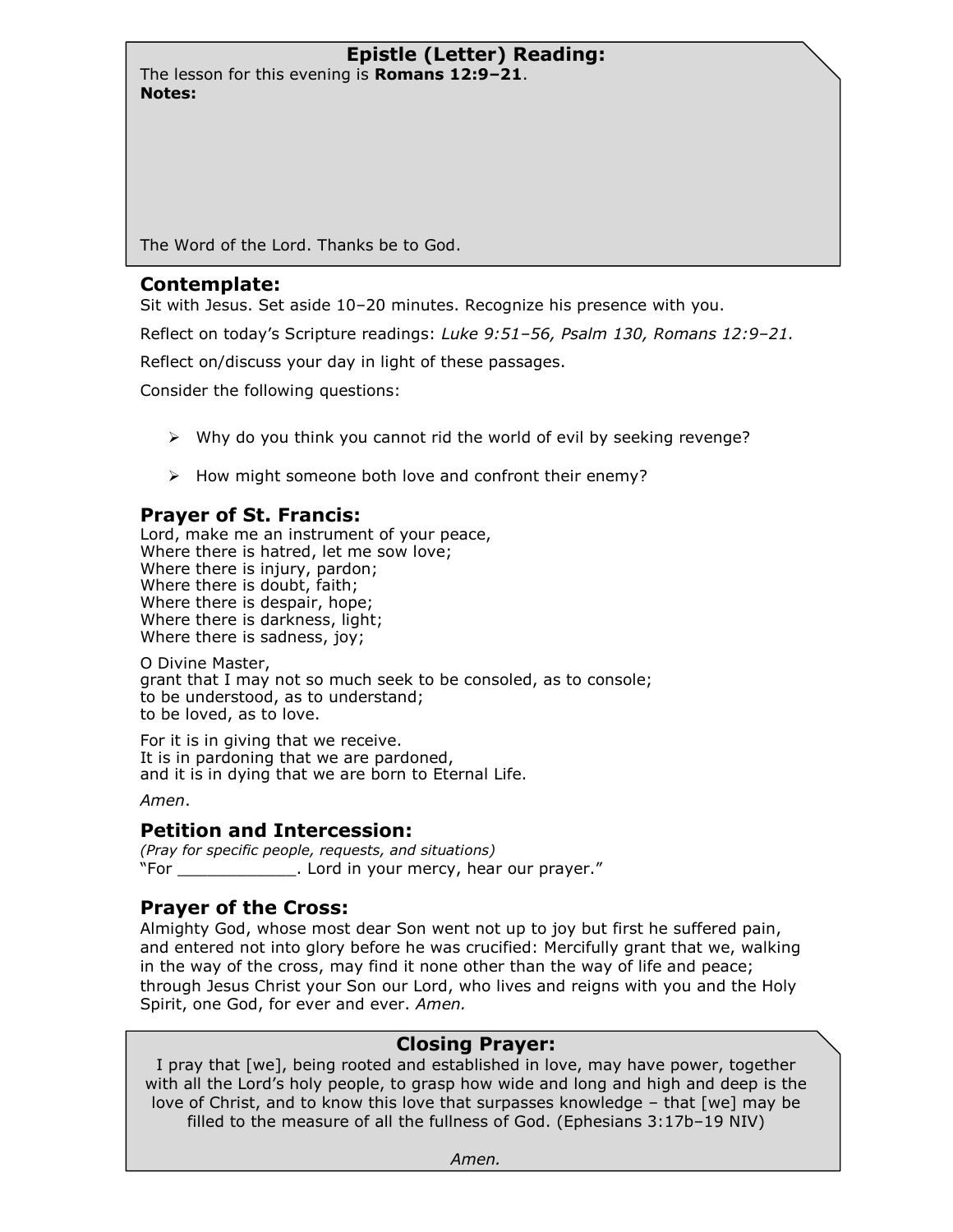## Epistle (Letter) Reading:

The lesson for this evening is **Romans 12:9–21**.
**Notes:**

The Word of the Lord. Thanks be to God.

## Contemplate:

Sit with Jesus. Set aside 10–20 minutes. Recognize his presence with you.

Reflect on today's Scripture readings: *Luke 9:51–56, Psalm 130, Romans 12:9–21.*

Reflect on/discuss your day in light of these passages.

Consider the following questions:

- Why do you think you cannot rid the world of evil by seeking revenge?
- How might someone both love and confront their enemy?

## Prayer of St. Francis:

Lord, make me an instrument of your peace,
Where there is hatred, let me sow love;
Where there is injury, pardon;
Where there is doubt, faith;
Where there is despair, hope;
Where there is darkness, light;
Where there is sadness, joy;

O Divine Master,
grant that I may not so much seek to be consoled, as to console;
to be understood, as to understand;
to be loved, as to love.

For it is in giving that we receive.
It is in pardoning that we are pardoned,
and it is in dying that we are born to Eternal Life.

*Amen*.

## Petition and Intercession:

*(Pray for specific people, requests, and situations)*
"For ____________. Lord in your mercy, hear our prayer."

## Prayer of the Cross:

Almighty God, whose most dear Son went not up to joy but first he suffered pain, and entered not into glory before he was crucified: Mercifully grant that we, walking in the way of the cross, may find it none other than the way of life and peace; through Jesus Christ your Son our Lord, who lives and reigns with you and the Holy Spirit, one God, for ever and ever. *Amen.*

## Closing Prayer:

I pray that [we], being rooted and established in love, may have power, together with all the Lord's holy people, to grasp how wide and long and high and deep is the love of Christ, and to know this love that surpasses knowledge – that [we] may be filled to the measure of all the fullness of God. (Ephesians 3:17b–19 NIV)

*Amen.*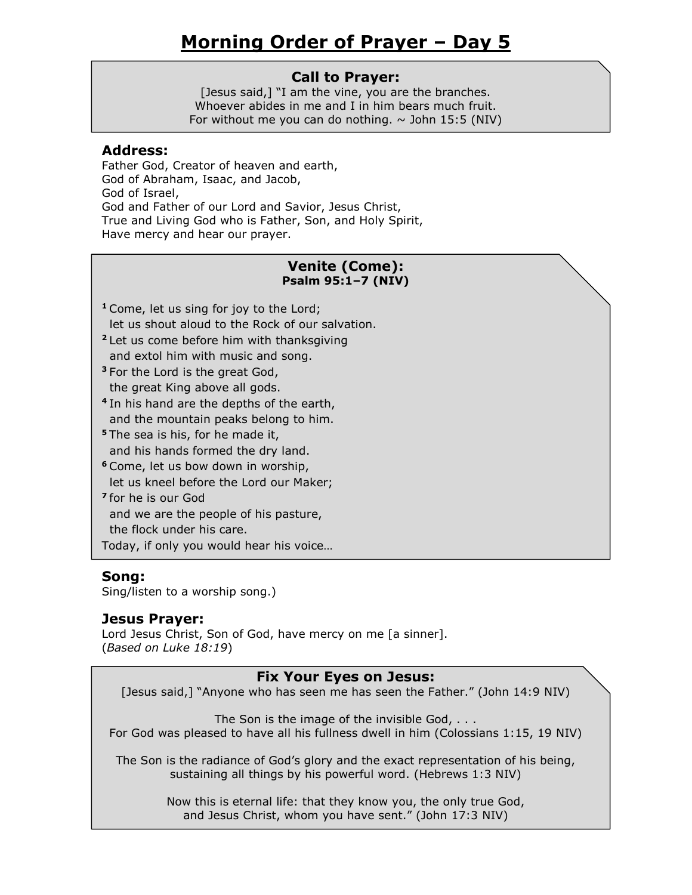# Morning Order of Prayer – Day 5

### Call to Prayer:

[Jesus said,] "I am the vine, you are the branches.
Whoever abides in me and I in him bears much fruit.
For without me you can do nothing. ~ John 15:5 (NIV)

### Address:

Father God, Creator of heaven and earth,
God of Abraham, Isaac, and Jacob,
God of Israel,
God and Father of our Lord and Savior, Jesus Christ,
True and Living God who is Father, Son, and Holy Spirit,
Have mercy and hear our prayer.

### Venite (Come):

**Psalm 95:1–7 (NIV)**

[1] Come, let us sing for joy to the Lord;
let us shout aloud to the Rock of our salvation.
[2] Let us come before him with thanksgiving
and extol him with music and song.
[3] For the Lord is the great God,
the great King above all gods.
[4] In his hand are the depths of the earth,
and the mountain peaks belong to him.
[5] The sea is his, for he made it,
and his hands formed the dry land.
[6] Come, let us bow down in worship,
let us kneel before the Lord our Maker;
[7] for he is our God
and we are the people of his pasture,
the flock under his care.
Today, if only you would hear his voice…

### Song:

Sing/listen to a worship song.)

### Jesus Prayer:

Lord Jesus Christ, Son of God, have mercy on me [a sinner].
(*Based on Luke 18:19*)

### Fix Your Eyes on Jesus:

[Jesus said,] "Anyone who has seen me has seen the Father." (John 14:9 NIV)

The Son is the image of the invisible God, . . .
For God was pleased to have all his fullness dwell in him (Colossians 1:15, 19 NIV)

The Son is the radiance of God's glory and the exact representation of his being,
sustaining all things by his powerful word. (Hebrews 1:3 NIV)

Now this is eternal life: that they know you, the only true God,
and Jesus Christ, whom you have sent." (John 17:3 NIV)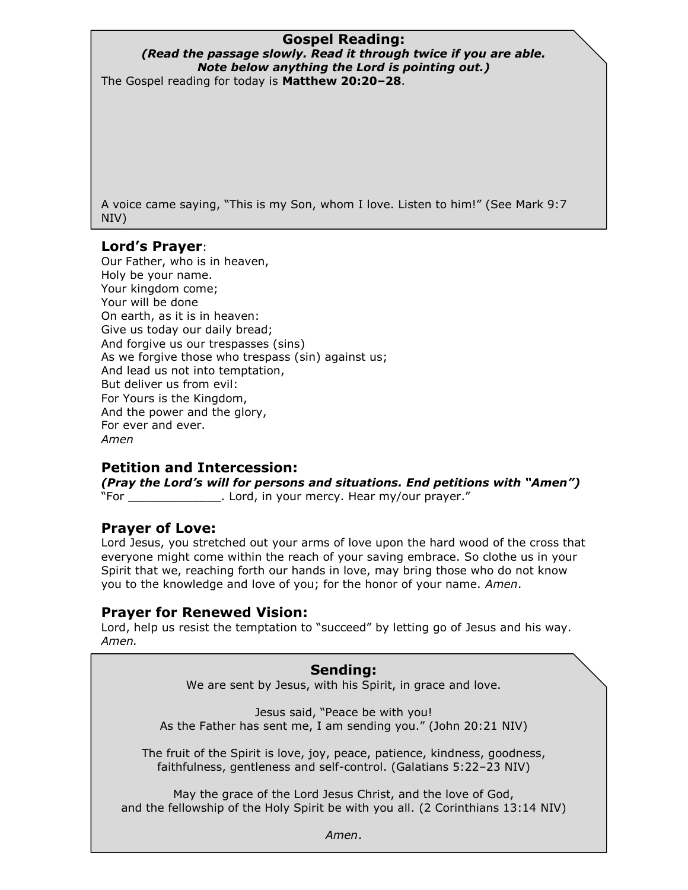## Gospel Reading:

***(Read the passage slowly. Read it through twice if you are able. Note below anything the Lord is pointing out.)***

The Gospel reading for today is **Matthew 20:20–28**.

A voice came saying, “This is my Son, whom I love. Listen to him!” (See Mark 9:7 NIV)

## Lord’s Prayer:

Our Father, who is in heaven,
Holy be your name.
Your kingdom come;
Your will be done
On earth, as it is in heaven:
Give us today our daily bread;
And forgive us our trespasses (sins)
As we forgive those who trespass (sin) against us;
And lead us not into temptation,
But deliver us from evil:
For Yours is the Kingdom,
And the power and the glory,
For ever and ever.
*Amen*

## Petition and Intercession:

***(Pray the Lord’s will for persons and situations. End petitions with “Amen”)***

“For _____________. Lord, in your mercy. Hear my/our prayer.”

## Prayer of Love:

Lord Jesus, you stretched out your arms of love upon the hard wood of the cross that everyone might come within the reach of your saving embrace. So clothe us in your Spirit that we, reaching forth our hands in love, may bring those who do not know you to the knowledge and love of you; for the honor of your name. *Amen*.

## Prayer for Renewed Vision:

Lord, help us resist the temptation to “succeed” by letting go of Jesus and his way. *Amen.*

## Sending:

We are sent by Jesus, with his Spirit, in grace and love.

Jesus said, “Peace be with you!
As the Father has sent me, I am sending you.” (John 20:21 NIV)

The fruit of the Spirit is love, joy, peace, patience, kindness, goodness, faithfulness, gentleness and self-control. (Galatians 5:22–23 NIV)

May the grace of the Lord Jesus Christ, and the love of God, and the fellowship of the Holy Spirit be with you all. (2 Corinthians 13:14 NIV)

*Amen*.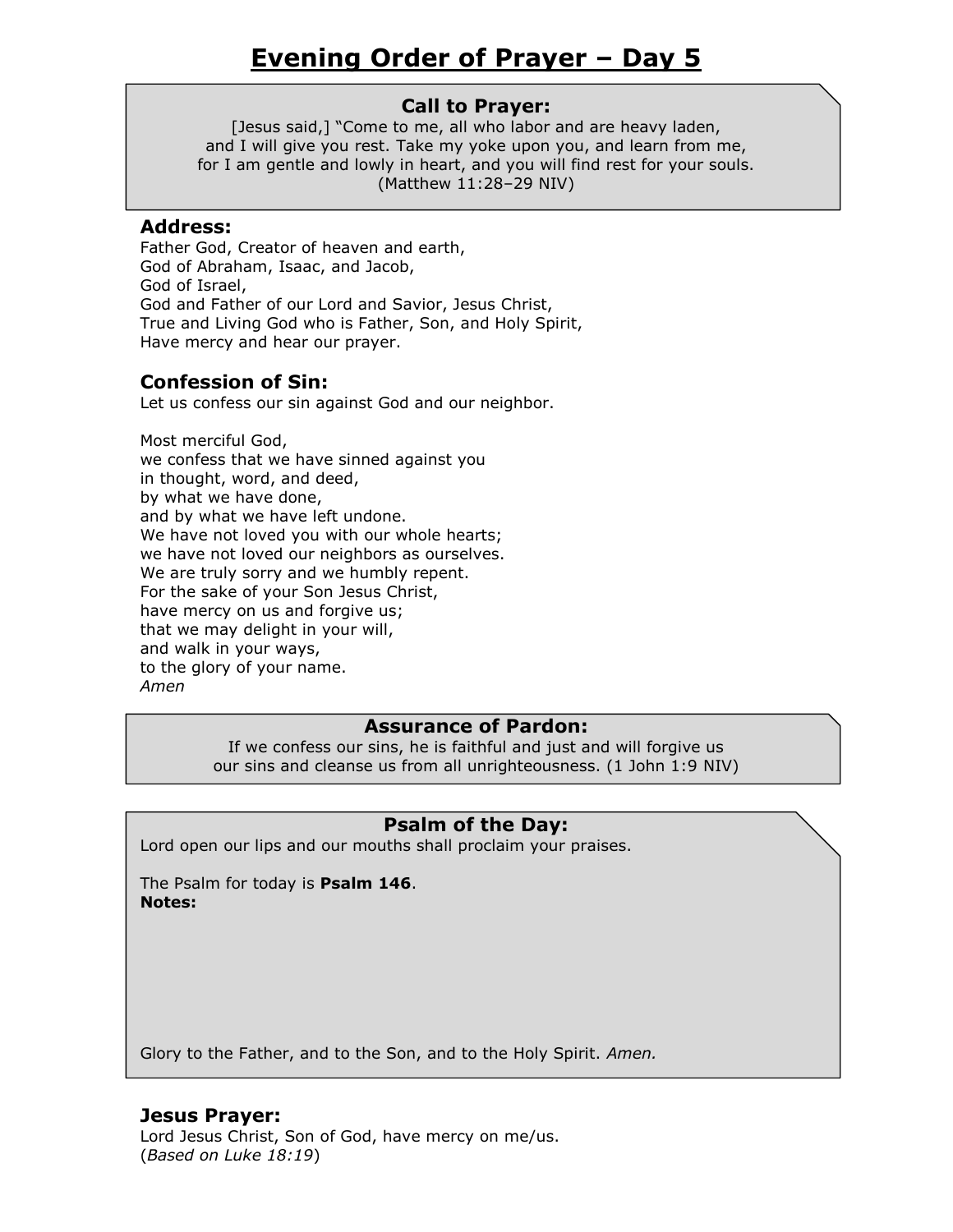# Evening Order of Prayer – Day 5

### Call to Prayer:

[Jesus said,] "Come to me, all who labor and are heavy laden,
and I will give you rest. Take my yoke upon you, and learn from me,
for I am gentle and lowly in heart, and you will find rest for your souls.
(Matthew 11:28–29 NIV)

### Address:

Father God, Creator of heaven and earth,
God of Abraham, Isaac, and Jacob,
God of Israel,
God and Father of our Lord and Savior, Jesus Christ,
True and Living God who is Father, Son, and Holy Spirit,
Have mercy and hear our prayer.

### Confession of Sin:

Let us confess our sin against God and our neighbor.

Most merciful God,
we confess that we have sinned against you
in thought, word, and deed,
by what we have done,
and by what we have left undone.
We have not loved you with our whole hearts;
we have not loved our neighbors as ourselves.
We are truly sorry and we humbly repent.
For the sake of your Son Jesus Christ,
have mercy on us and forgive us;
that we may delight in your will,
and walk in your ways,
to the glory of your name.
*Amen*

### Assurance of Pardon:

If we confess our sins, he is faithful and just and will forgive us
our sins and cleanse us from all unrighteousness. (1 John 1:9 NIV)

### Psalm of the Day:

Lord open our lips and our mouths shall proclaim your praises.

The Psalm for today is **Psalm 146**.
**Notes:**

Glory to the Father, and to the Son, and to the Holy Spirit. *Amen.*

### Jesus Prayer:

Lord Jesus Christ, Son of God, have mercy on me/us.
(*Based on Luke 18:19*)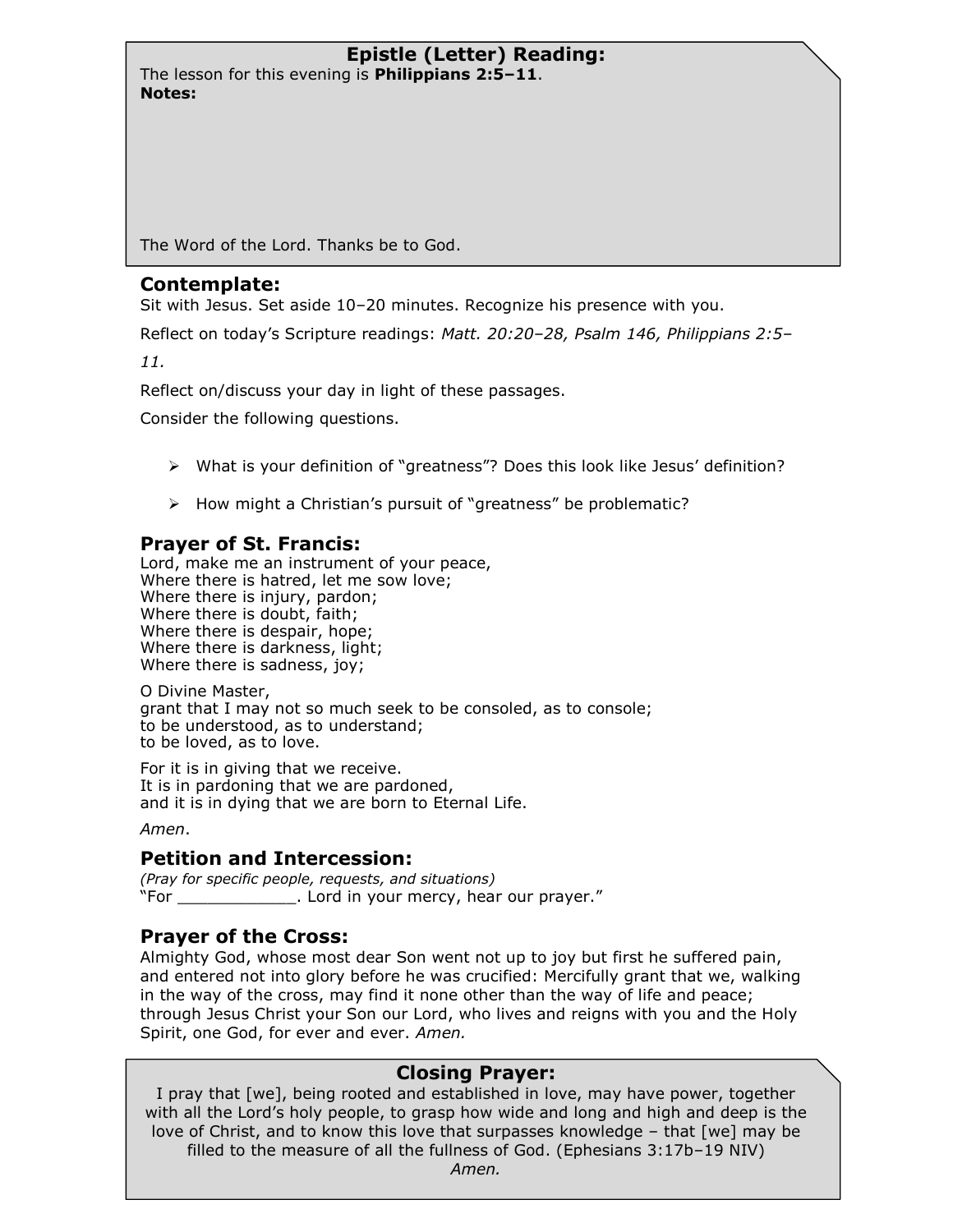## Epistle (Letter) Reading:

The lesson for this evening is **Philippians 2:5–11**.
**Notes:**

The Word of the Lord. Thanks be to God.

## Contemplate:

Sit with Jesus. Set aside 10–20 minutes. Recognize his presence with you.

Reflect on today's Scripture readings: *Matt. 20:20–28, Psalm 146, Philippians 2:5–11.*

Reflect on/discuss your day in light of these passages.

Consider the following questions.

- What is your definition of "greatness"? Does this look like Jesus' definition?
- How might a Christian's pursuit of "greatness" be problematic?

## Prayer of St. Francis:

Lord, make me an instrument of your peace,
Where there is hatred, let me sow love;
Where there is injury, pardon;
Where there is doubt, faith;
Where there is despair, hope;
Where there is darkness, light;
Where there is sadness, joy;

O Divine Master,
grant that I may not so much seek to be consoled, as to console;
to be understood, as to understand;
to be loved, as to love.

For it is in giving that we receive.
It is in pardoning that we are pardoned,
and it is in dying that we are born to Eternal Life.

*Amen*.

## Petition and Intercession:

*(Pray for specific people, requests, and situations)*
"For ____________. Lord in your mercy, hear our prayer."

## Prayer of the Cross:

Almighty God, whose most dear Son went not up to joy but first he suffered pain, and entered not into glory before he was crucified: Mercifully grant that we, walking in the way of the cross, may find it none other than the way of life and peace; through Jesus Christ your Son our Lord, who lives and reigns with you and the Holy Spirit, one God, for ever and ever. *Amen.*

## Closing Prayer:

I pray that [we], being rooted and established in love, may have power, together with all the Lord's holy people, to grasp how wide and long and high and deep is the love of Christ, and to know this love that surpasses knowledge – that [we] may be filled to the measure of all the fullness of God. (Ephesians 3:17b–19 NIV)
*Amen.*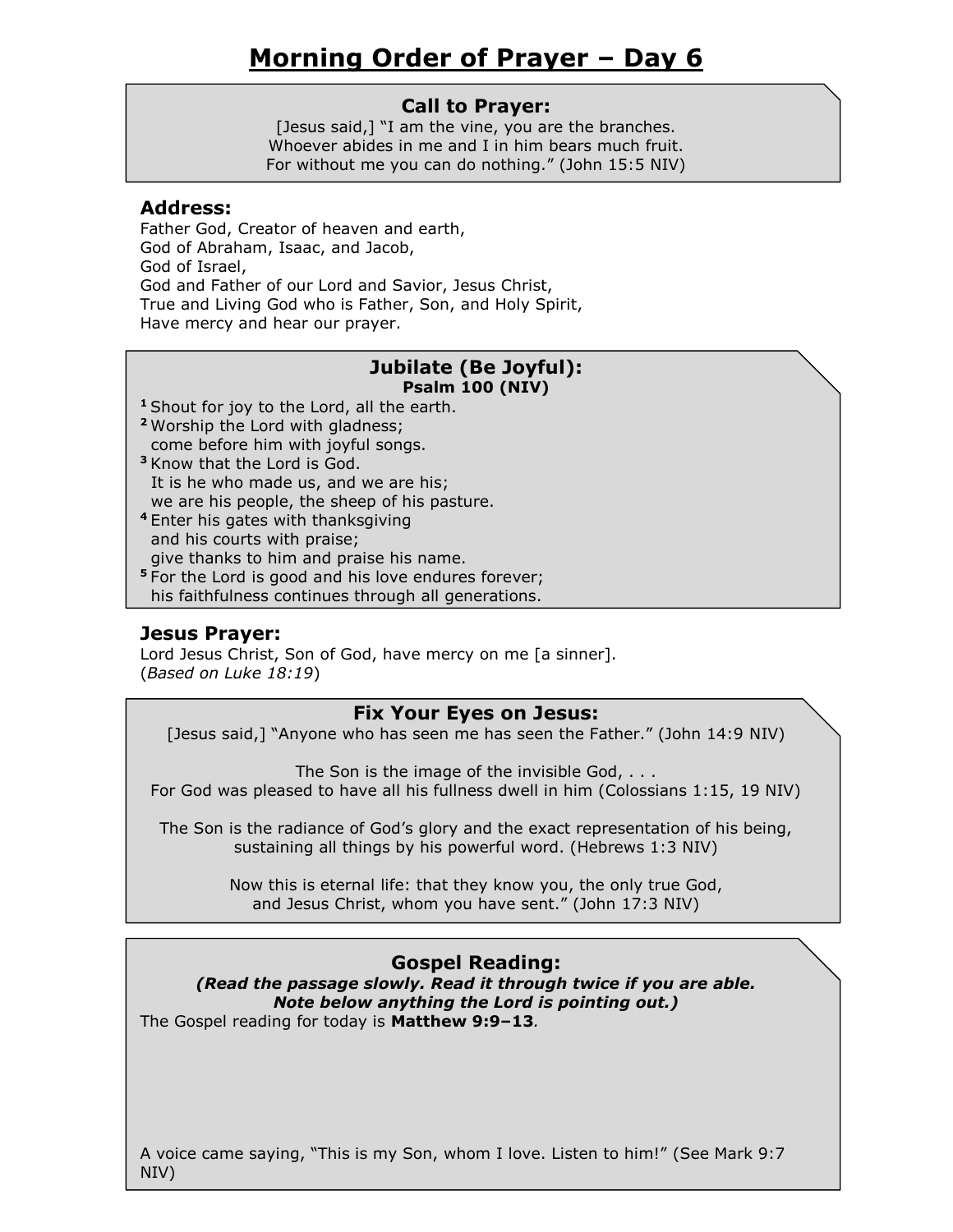# Morning Order of Prayer – Day 6

### Call to Prayer:

[Jesus said,] "I am the vine, you are the branches.
Whoever abides in me and I in him bears much fruit.
For without me you can do nothing." (John 15:5 NIV)

### Address:

Father God, Creator of heaven and earth,
God of Abraham, Isaac, and Jacob,
God of Israel,
God and Father of our Lord and Savior, Jesus Christ,
True and Living God who is Father, Son, and Holy Spirit,
Have mercy and hear our prayer.

### Jubilate (Be Joyful):

**Psalm 100 (NIV)**

**1** Shout for joy to the Lord, all the earth.
**2** Worship the Lord with gladness;
come before him with joyful songs.
**3** Know that the Lord is God.
It is he who made us, and we are his;
we are his people, the sheep of his pasture.
**4** Enter his gates with thanksgiving
and his courts with praise;
give thanks to him and praise his name.
**5** For the Lord is good and his love endures forever;
his faithfulness continues through all generations.

### Jesus Prayer:

Lord Jesus Christ, Son of God, have mercy on me [a sinner].
(*Based on Luke 18:19*)

### Fix Your Eyes on Jesus:

[Jesus said,] "Anyone who has seen me has seen the Father." (John 14:9 NIV)

The Son is the image of the invisible God, . . .
For God was pleased to have all his fullness dwell in him (Colossians 1:15, 19 NIV)

The Son is the radiance of God's glory and the exact representation of his being,
sustaining all things by his powerful word. (Hebrews 1:3 NIV)

Now this is eternal life: that they know you, the only true God,
and Jesus Christ, whom you have sent." (John 17:3 NIV)

### Gospel Reading:

***(Read the passage slowly. Read it through twice if you are able. Note below anything the Lord is pointing out.)***

The Gospel reading for today is **Matthew 9:9–13**.

A voice came saying, "This is my Son, whom I love. Listen to him!" (See Mark 9:7 NIV)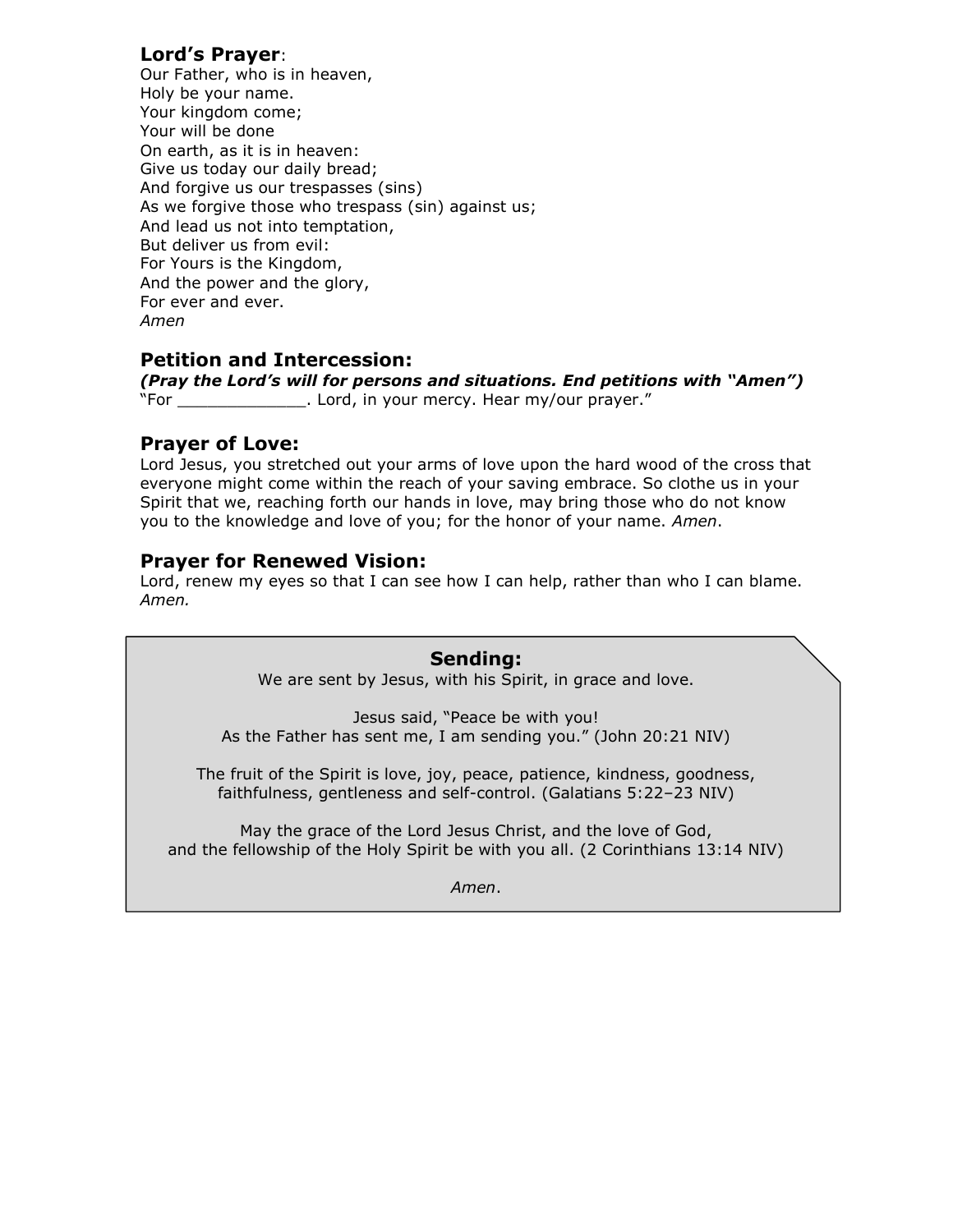### **Lord's Prayer**:

Our Father, who is in heaven,
Holy be your name.
Your kingdom come;
Your will be done
On earth, as it is in heaven:
Give us today our daily bread;
And forgive us our trespasses (sins)
As we forgive those who trespass (sin) against us;
And lead us not into temptation,
But deliver us from evil:
For Yours is the Kingdom,
And the power and the glory,
For ever and ever.
*Amen*

### **Petition and Intercession:**

***(Pray the Lord's will for persons and situations. End petitions with "Amen")***
"For _____________. Lord, in your mercy. Hear my/our prayer."

### **Prayer of Love:**

Lord Jesus, you stretched out your arms of love upon the hard wood of the cross that everyone might come within the reach of your saving embrace. So clothe us in your Spirit that we, reaching forth our hands in love, may bring those who do not know you to the knowledge and love of you; for the honor of your name. *Amen*.

### **Prayer for Renewed Vision:**

Lord, renew my eyes so that I can see how I can help, rather than who I can blame. *Amen.*

### **Sending:**

We are sent by Jesus, with his Spirit, in grace and love.

Jesus said, "Peace be with you!
As the Father has sent me, I am sending you." (John 20:21 NIV)

The fruit of the Spirit is love, joy, peace, patience, kindness, goodness, faithfulness, gentleness and self-control. (Galatians 5:22–23 NIV)

May the grace of the Lord Jesus Christ, and the love of God, and the fellowship of the Holy Spirit be with you all. (2 Corinthians 13:14 NIV)

*Amen*.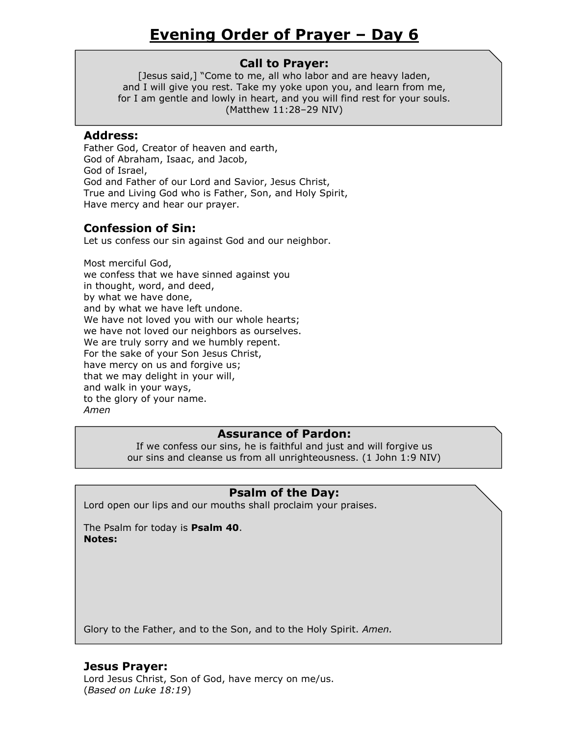# Evening Order of Prayer – Day 6

**Call to Prayer:**

[Jesus said,] "Come to me, all who labor and are heavy laden,
and I will give you rest. Take my yoke upon you, and learn from me,
for I am gentle and lowly in heart, and you will find rest for your souls.
(Matthew 11:28–29 NIV)

## Address:

Father God, Creator of heaven and earth,
God of Abraham, Isaac, and Jacob,
God of Israel,
God and Father of our Lord and Savior, Jesus Christ,
True and Living God who is Father, Son, and Holy Spirit,
Have mercy and hear our prayer.

## Confession of Sin:

Let us confess our sin against God and our neighbor.

Most merciful God,
we confess that we have sinned against you
in thought, word, and deed,
by what we have done,
and by what we have left undone.
We have not loved you with our whole hearts;
we have not loved our neighbors as ourselves.
We are truly sorry and we humbly repent.
For the sake of your Son Jesus Christ,
have mercy on us and forgive us;
that we may delight in your will,
and walk in your ways,
to the glory of your name.
*Amen*

**Assurance of Pardon:**

If we confess our sins, he is faithful and just and will forgive us
our sins and cleanse us from all unrighteousness. (1 John 1:9 NIV)

**Psalm of the Day:**

Lord open our lips and our mouths shall proclaim your praises.

The Psalm for today is **Psalm 40**.
**Notes:**

Glory to the Father, and to the Son, and to the Holy Spirit. *Amen.*

## Jesus Prayer:

Lord Jesus Christ, Son of God, have mercy on me/us.
(*Based on Luke 18:19*)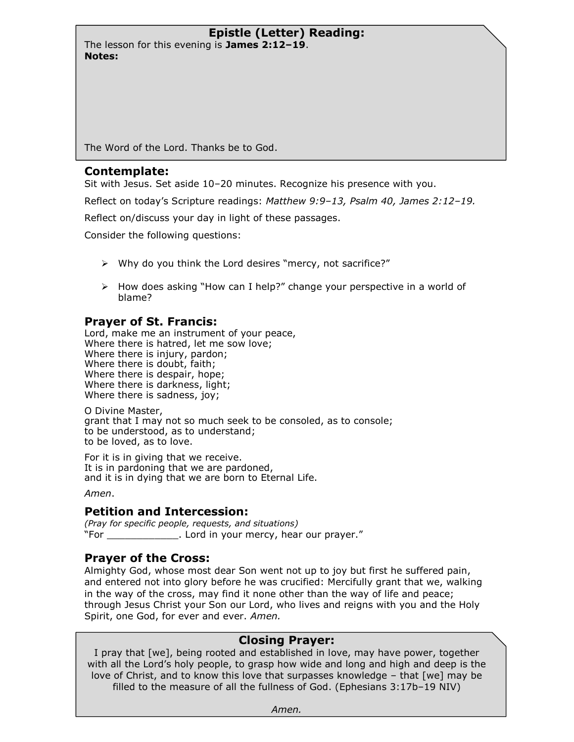## Epistle (Letter) Reading:

The lesson for this evening is **James 2:12–19**.
**Notes:**

The Word of the Lord. Thanks be to God.

## Contemplate:

Sit with Jesus. Set aside 10–20 minutes. Recognize his presence with you.

Reflect on today's Scripture readings: *Matthew 9:9–13, Psalm 40, James 2:12–19.*

Reflect on/discuss your day in light of these passages.

Consider the following questions:

- Why do you think the Lord desires "mercy, not sacrifice?"
- How does asking "How can I help?" change your perspective in a world of blame?

## Prayer of St. Francis:

Lord, make me an instrument of your peace,
Where there is hatred, let me sow love;
Where there is injury, pardon;
Where there is doubt, faith;
Where there is despair, hope;
Where there is darkness, light;
Where there is sadness, joy;

O Divine Master,
grant that I may not so much seek to be consoled, as to console;
to be understood, as to understand;
to be loved, as to love.

For it is in giving that we receive.
It is in pardoning that we are pardoned,
and it is in dying that we are born to Eternal Life.

*Amen*.

## Petition and Intercession:

*(Pray for specific people, requests, and situations)*
"For ____________. Lord in your mercy, hear our prayer."

## Prayer of the Cross:

Almighty God, whose most dear Son went not up to joy but first he suffered pain, and entered not into glory before he was crucified: Mercifully grant that we, walking in the way of the cross, may find it none other than the way of life and peace; through Jesus Christ your Son our Lord, who lives and reigns with you and the Holy Spirit, one God, for ever and ever. *Amen.*

## Closing Prayer:

I pray that [we], being rooted and established in love, may have power, together with all the Lord's holy people, to grasp how wide and long and high and deep is the love of Christ, and to know this love that surpasses knowledge – that [we] may be filled to the measure of all the fullness of God. (Ephesians 3:17b–19 NIV)

*Amen.*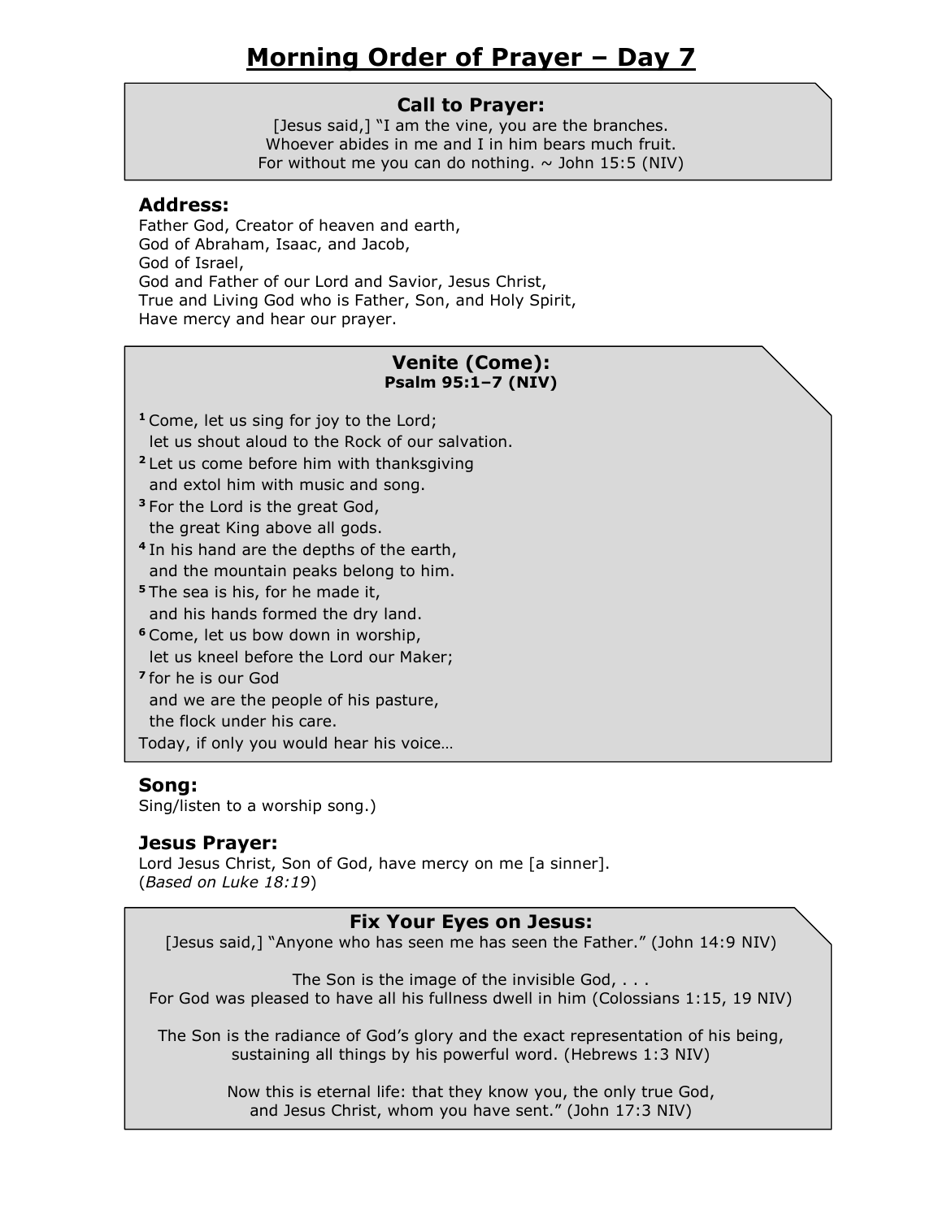# Morning Order of Prayer – Day 7

### Call to Prayer:

[Jesus said,] "I am the vine, you are the branches.
Whoever abides in me and I in him bears much fruit.
For without me you can do nothing. ~ John 15:5 (NIV)

### Address:

Father God, Creator of heaven and earth,
God of Abraham, Isaac, and Jacob,
God of Israel,
God and Father of our Lord and Savior, Jesus Christ,
True and Living God who is Father, Son, and Holy Spirit,
Have mercy and hear our prayer.

### Venite (Come):

**Psalm 95:1–7 (NIV)**

[1] Come, let us sing for joy to the Lord;
let us shout aloud to the Rock of our salvation.
[2] Let us come before him with thanksgiving
and extol him with music and song.
[3] For the Lord is the great God,
the great King above all gods.
[4] In his hand are the depths of the earth,
and the mountain peaks belong to him.
[5] The sea is his, for he made it,
and his hands formed the dry land.
[6] Come, let us bow down in worship,
let us kneel before the Lord our Maker;
[7] for he is our God
and we are the people of his pasture,
the flock under his care.
Today, if only you would hear his voice…

### Song:

Sing/listen to a worship song.)

### Jesus Prayer:

Lord Jesus Christ, Son of God, have mercy on me [a sinner].
(*Based on Luke 18:19*)

### Fix Your Eyes on Jesus:

[Jesus said,] "Anyone who has seen me has seen the Father." (John 14:9 NIV)

The Son is the image of the invisible God, . . .
For God was pleased to have all his fullness dwell in him (Colossians 1:15, 19 NIV)

The Son is the radiance of God's glory and the exact representation of his being,
sustaining all things by his powerful word. (Hebrews 1:3 NIV)

Now this is eternal life: that they know you, the only true God,
and Jesus Christ, whom you have sent." (John 17:3 NIV)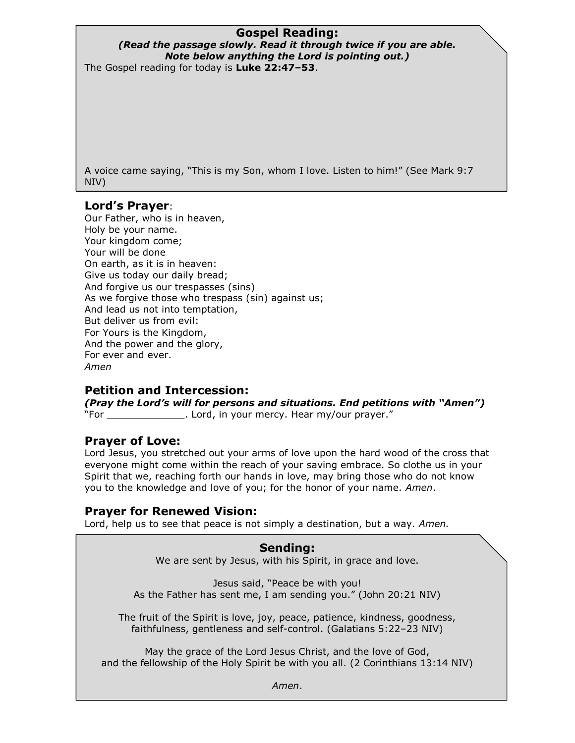## Gospel Reading:

***(Read the passage slowly. Read it through twice if you are able. Note below anything the Lord is pointing out.)***

The Gospel reading for today is **Luke 22:47–53**.

A voice came saying, "This is my Son, whom I love. Listen to him!" (See Mark 9:7 NIV)

## Lord's Prayer:

Our Father, who is in heaven,
Holy be your name.
Your kingdom come;
Your will be done
On earth, as it is in heaven:
Give us today our daily bread;
And forgive us our trespasses (sins)
As we forgive those who trespass (sin) against us;
And lead us not into temptation,
But deliver us from evil:
For Yours is the Kingdom,
And the power and the glory,
For ever and ever.
*Amen*

## Petition and Intercession:

***(Pray the Lord's will for persons and situations. End petitions with "Amen")***

"For _____________. Lord, in your mercy. Hear my/our prayer."

## Prayer of Love:

Lord Jesus, you stretched out your arms of love upon the hard wood of the cross that everyone might come within the reach of your saving embrace. So clothe us in your Spirit that we, reaching forth our hands in love, may bring those who do not know you to the knowledge and love of you; for the honor of your name. *Amen*.

## Prayer for Renewed Vision:

Lord, help us to see that peace is not simply a destination, but a way. *Amen.*

## Sending:

We are sent by Jesus, with his Spirit, in grace and love.

Jesus said, "Peace be with you!
As the Father has sent me, I am sending you." (John 20:21 NIV)

The fruit of the Spirit is love, joy, peace, patience, kindness, goodness, faithfulness, gentleness and self-control. (Galatians 5:22–23 NIV)

May the grace of the Lord Jesus Christ, and the love of God, and the fellowship of the Holy Spirit be with you all. (2 Corinthians 13:14 NIV)

*Amen*.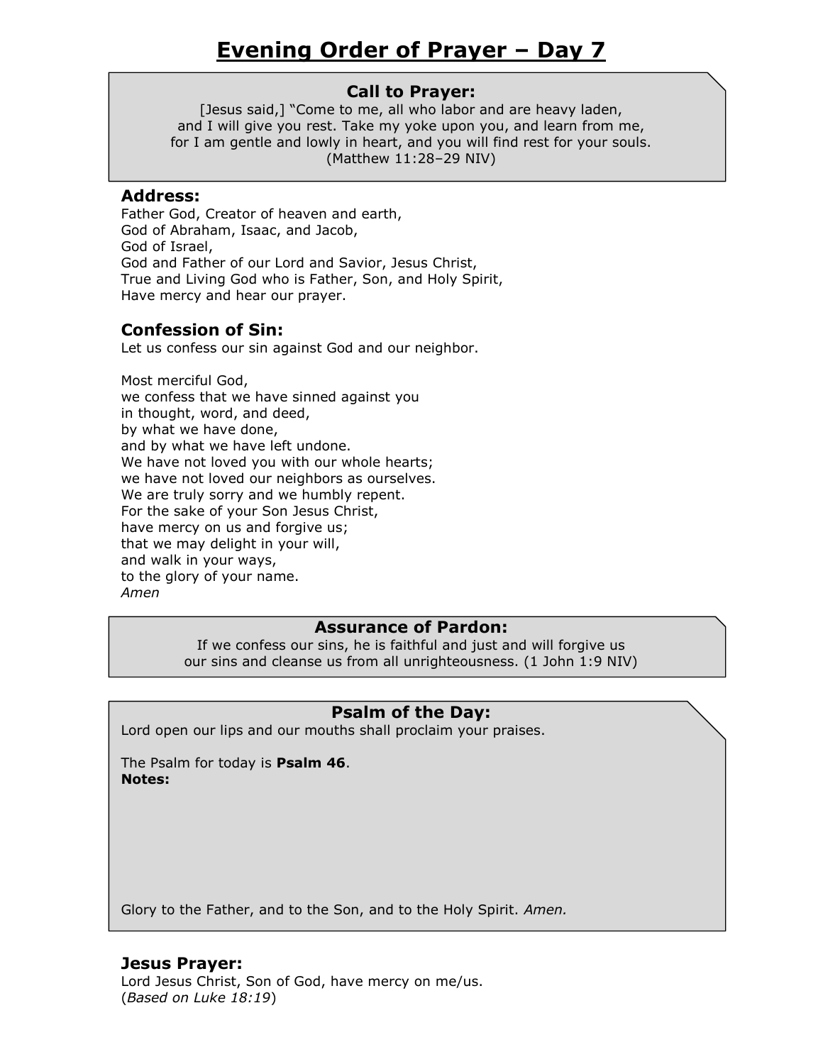# Evening Order of Prayer – Day 7

### Call to Prayer:

[Jesus said,] "Come to me, all who labor and are heavy laden,
and I will give you rest. Take my yoke upon you, and learn from me,
for I am gentle and lowly in heart, and you will find rest for your souls.
(Matthew 11:28–29 NIV)

### Address:

Father God, Creator of heaven and earth,
God of Abraham, Isaac, and Jacob,
God of Israel,
God and Father of our Lord and Savior, Jesus Christ,
True and Living God who is Father, Son, and Holy Spirit,
Have mercy and hear our prayer.

### Confession of Sin:

Let us confess our sin against God and our neighbor.

Most merciful God,
we confess that we have sinned against you
in thought, word, and deed,
by what we have done,
and by what we have left undone.
We have not loved you with our whole hearts;
we have not loved our neighbors as ourselves.
We are truly sorry and we humbly repent.
For the sake of your Son Jesus Christ,
have mercy on us and forgive us;
that we may delight in your will,
and walk in your ways,
to the glory of your name.
*Amen*

### Assurance of Pardon:

If we confess our sins, he is faithful and just and will forgive us
our sins and cleanse us from all unrighteousness. (1 John 1:9 NIV)

### Psalm of the Day:

Lord open our lips and our mouths shall proclaim your praises.

The Psalm for today is **Psalm 46**.
**Notes:**

Glory to the Father, and to the Son, and to the Holy Spirit. *Amen.*

### Jesus Prayer:

Lord Jesus Christ, Son of God, have mercy on me/us.
(*Based on Luke 18:19*)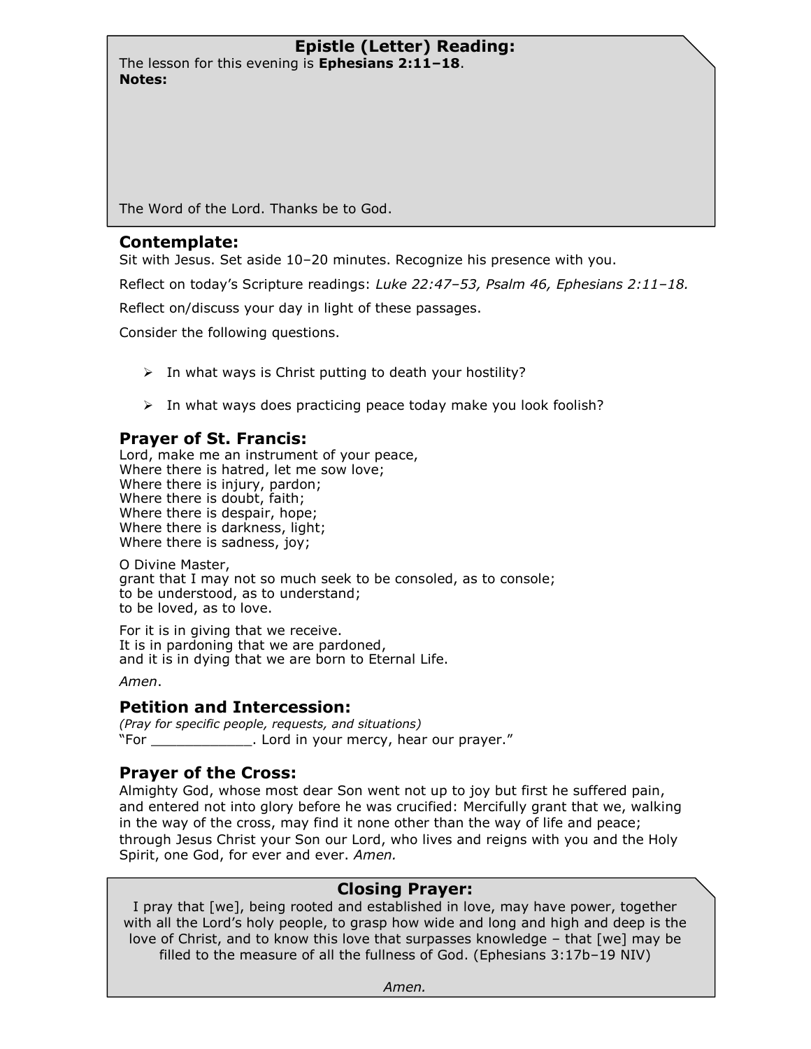## Epistle (Letter) Reading:

The lesson for this evening is **Ephesians 2:11–18**.
**Notes:**

The Word of the Lord. Thanks be to God.

## Contemplate:

Sit with Jesus. Set aside 10–20 minutes. Recognize his presence with you.

Reflect on today's Scripture readings: *Luke 22:47–53, Psalm 46, Ephesians 2:11–18.*

Reflect on/discuss your day in light of these passages.

Consider the following questions.

- In what ways is Christ putting to death your hostility?
- In what ways does practicing peace today make you look foolish?

## Prayer of St. Francis:

Lord, make me an instrument of your peace,
Where there is hatred, let me sow love;
Where there is injury, pardon;
Where there is doubt, faith;
Where there is despair, hope;
Where there is darkness, light;
Where there is sadness, joy;

O Divine Master,
grant that I may not so much seek to be consoled, as to console;
to be understood, as to understand;
to be loved, as to love.

For it is in giving that we receive.
It is in pardoning that we are pardoned,
and it is in dying that we are born to Eternal Life.

*Amen*.

## Petition and Intercession:

*(Pray for specific people, requests, and situations)*
"For ____________. Lord in your mercy, hear our prayer."

## Prayer of the Cross:

Almighty God, whose most dear Son went not up to joy but first he suffered pain, and entered not into glory before he was crucified: Mercifully grant that we, walking in the way of the cross, may find it none other than the way of life and peace; through Jesus Christ your Son our Lord, who lives and reigns with you and the Holy Spirit, one God, for ever and ever. *Amen.*

## Closing Prayer:

I pray that [we], being rooted and established in love, may have power, together with all the Lord's holy people, to grasp how wide and long and high and deep is the love of Christ, and to know this love that surpasses knowledge – that [we] may be filled to the measure of all the fullness of God. (Ephesians 3:17b–19 NIV)

*Amen.*